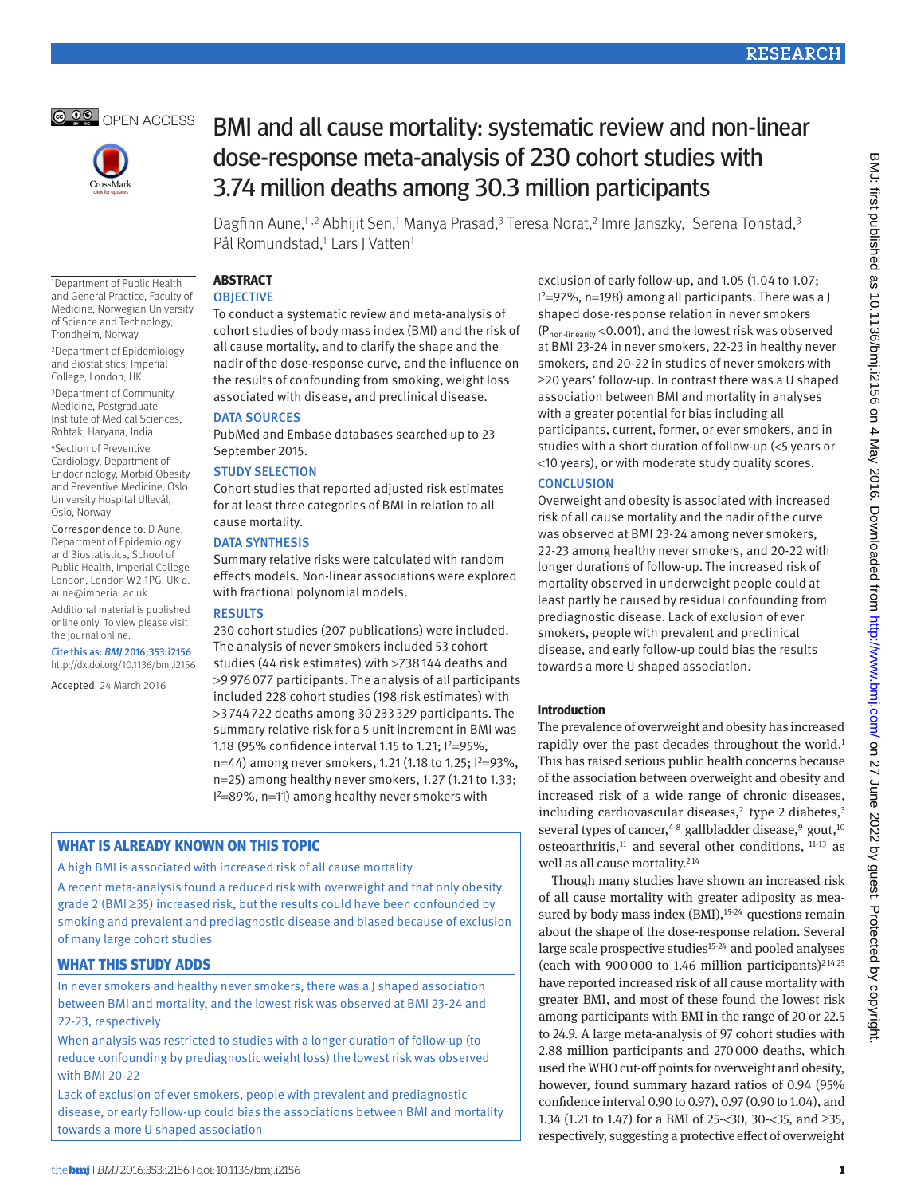# BMI and all cause mortality: systematic review and non-linear dose-response meta-analysis of 230 cohort studies with 3.74 million deaths among 30.3 million participants

Dagfinn Aune,[1,2] Abhijit Sen,[1] Manya Prasad,[3] Teresa Norat,[2] Imre Janszky,[1] Serena Tonstad,[3] Pål Romundstad,[1] Lars J Vatten[1]

[1]Department of Public Health and General Practice, Faculty of Medicine, Norwegian University of Science and Technology, Trondheim, Norway

[2]Department of Epidemiology and Biostatistics, Imperial College, London, UK

[3]Department of Community Medicine, Postgraduate Institute of Medical Sciences, Rohtak, Haryana, India

[4]Section of Preventive Cardiology, Department of Endocrinology, Morbid Obesity and Preventive Medicine, Oslo University Hospital Ullevål, Oslo, Norway

Correspondence to: D Aune, Department of Epidemiology and Biostatistics, School of Public Health, Imperial College London, London W2 1PG, UK d.aune@imperial.ac.uk

Additional material is published online only. To view please visit the journal online.

Cite this as: *BMJ* 2016;353:i2156 http://dx.doi.org/10.1136/bmj.i2156

Accepted: 24 March 2016

## ABSTRACT

### OBJECTIVE

To conduct a systematic review and meta-analysis of cohort studies of body mass index (BMI) and the risk of all cause mortality, and to clarify the shape and the nadir of the dose-response curve, and the influence on the results of confounding from smoking, weight loss associated with disease, and preclinical disease.

### DATA SOURCES

PubMed and Embase databases searched up to 23 September 2015.

### STUDY SELECTION

Cohort studies that reported adjusted risk estimates for at least three categories of BMI in relation to all cause mortality.

### DATA SYNTHESIS

Summary relative risks were calculated with random effects models. Non-linear associations were explored with fractional polynomial models.

### RESULTS

230 cohort studies (207 publications) were included. The analysis of never smokers included 53 cohort studies (44 risk estimates) with >738 144 deaths and >9 976 077 participants. The analysis of all participants included 228 cohort studies (198 risk estimates) with >3 744 722 deaths among 30 233 329 participants. The summary relative risk for a 5 unit increment in BMI was 1.18 (95% confidence interval 1.15 to 1.21; $I^2$=95%, n=44) among never smokers, 1.21 (1.18 to 1.25; $I^2$=93%, n=25) among healthy never smokers, 1.27 (1.21 to 1.33; $I^2$=89%, n=11) among healthy never smokers with exclusion of early follow-up, and 1.05 (1.04 to 1.07; $I^2$=97%, n=198) among all participants. There was a J shaped dose-response relation in never smokers ($P_{non-linearity}$ <0.001), and the lowest risk was observed at BMI 23-24 in never smokers, 22-23 in healthy never smokers, and 20-22 in studies of never smokers with ≥20 years' follow-up. In contrast there was a U shaped association between BMI and mortality in analyses with a greater potential for bias including all participants, current, former, or ever smokers, and in studies with a short duration of follow-up (<5 years or <10 years), or with moderate study quality scores.

### CONCLUSION

Overweight and obesity is associated with increased risk of all cause mortality and the nadir of the curve was observed at BMI 23-24 among never smokers, 22-23 among healthy never smokers, and 20-22 with longer durations of follow-up. The increased risk of mortality observed in underweight people could at least partly be caused by residual confounding from prediagnostic disease. Lack of exclusion of ever smokers, people with prevalent and preclinical disease, and early follow-up could bias the results towards a more U shaped association.

## WHAT IS ALREADY KNOWN ON THIS TOPIC

A high BMI is associated with increased risk of all cause mortality

A recent meta-analysis found a reduced risk with overweight and that only obesity grade 2 (BMI ≥35) increased risk, but the results could have been confounded by smoking and prevalent and prediagnostic disease and biased because of exclusion of many large cohort studies

## WHAT THIS STUDY ADDS

In never smokers and healthy never smokers, there was a J shaped association between BMI and mortality, and the lowest risk was observed at BMI 23-24 and 22-23, respectively

When analysis was restricted to studies with a longer duration of follow-up (to reduce confounding by prediagnostic weight loss) the lowest risk was observed with BMI 20-22

Lack of exclusion of ever smokers, people with prevalent and prediagnostic disease, or early follow-up could bias the associations between BMI and mortality towards a more U shaped association

## Introduction

The prevalence of overweight and obesity has increased rapidly over the past decades throughout the world.[1] This has raised serious public health concerns because of the association between overweight and obesity and increased risk of a wide range of chronic diseases, including cardiovascular diseases,[2] type 2 diabetes,[3] several types of cancer,[4-8] gallbladder disease,[9] gout,[10] osteoarthritis,[11] and several other conditions, [11-13] as well as all cause mortality.[2 14]

Though many studies have shown an increased risk of all cause mortality with greater adiposity as measured by body mass index (BMI),[15-24] questions remain about the shape of the dose-response relation. Several large scale prospective studies[15-24] and pooled analyses (each with 900 000 to 1.46 million participants)[2 14 25] have reported increased risk of all cause mortality with greater BMI, and most of these found the lowest risk among participants with BMI in the range of 20 or 22.5 to 24.9. A large meta-analysis of 97 cohort studies with 2.88 million participants and 270 000 deaths, which used the WHO cut-off points for overweight and obesity, however, found summary hazard ratios of 0.94 (95% confidence interval 0.90 to 0.97), 0.97 (0.90 to 1.04), and 1.34 (1.21 to 1.47) for a BMI of 25-<30, 30-<35, and ≥35, respectively, suggesting a protective effect of overweight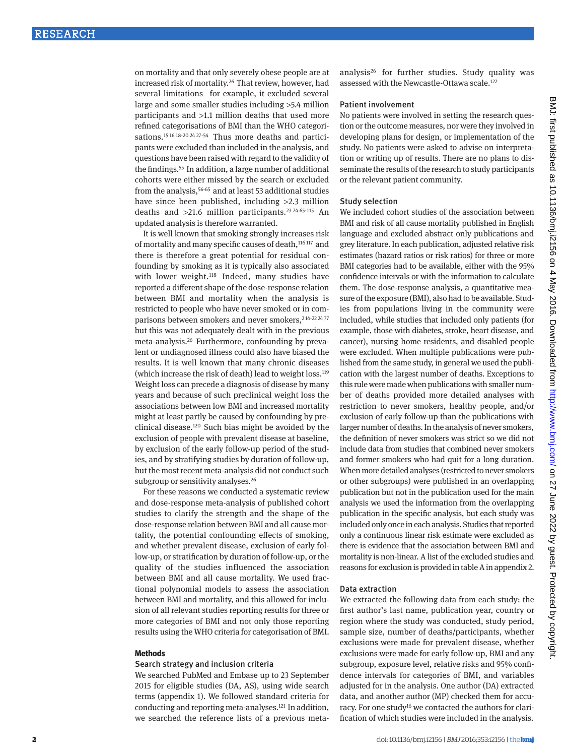on mortality and that only severely obese people are at increased risk of mortality.[26] That review, however, had several limitations—for example, it excluded several large and some smaller studies including >5.4 million participants and >1.1 million deaths that used more refined categorisations of BMI than the WHO categorisations.[15 16 18-20 24 27-54] Thus more deaths and participants were excluded than included in the analysis, and questions have been raised with regard to the validity of the findings.[55] In addition, a large number of additional cohorts were either missed by the search or excluded from the analysis,[56-65] and at least 53 additional studies have since been published, including >2.3 million deaths and >21.6 million participants.[23 24 65-115] An updated analysis is therefore warranted.

It is well known that smoking strongly increases risk of mortality and many specific causes of death,[116 117] and there is therefore a great potential for residual confounding by smoking as it is typically also associated with lower weight.[118] Indeed, many studies have reported a different shape of the dose-response relation between BMI and mortality when the analysis is restricted to people who have never smoked or in comparisons between smokers and never smokers,[2 14-22 24 77] but this was not adequately dealt with in the previous meta-analysis.[26] Furthermore, confounding by prevalent or undiagnosed illness could also have biased the results. It is well known that many chronic diseases (which increase the risk of death) lead to weight loss.[119] Weight loss can precede a diagnosis of disease by many years and because of such preclinical weight loss the associations between low BMI and increased mortality might at least partly be caused by confounding by preclinical disease.[120] Such bias might be avoided by the exclusion of people with prevalent disease at baseline, by exclusion of the early follow-up period of the studies, and by stratifying studies by duration of follow-up, but the most recent meta-analysis did not conduct such subgroup or sensitivity analyses.[26]

For these reasons we conducted a systematic review and dose-response meta-analysis of published cohort studies to clarify the strength and the shape of the dose-response relation between BMI and all cause mortality, the potential confounding effects of smoking, and whether prevalent disease, exclusion of early follow-up, or stratification by duration of follow-up, or the quality of the studies influenced the association between BMI and all cause mortality. We used fractional polynomial models to assess the association between BMI and mortality, and this allowed for inclusion of all relevant studies reporting results for three or more categories of BMI and not only those reporting results using the WHO criteria for categorisation of BMI.

## Methods

### Search strategy and inclusion criteria

We searched PubMed and Embase up to 23 September 2015 for eligible studies (DA, AS), using wide search terms (appendix 1). We followed standard criteria for conducting and reporting meta-analyses.[121] In addition, we searched the reference lists of a previous meta-analysis[26] for further studies. Study quality was assessed with the Newcastle-Ottawa scale.[122]

### Patient involvement

No patients were involved in setting the research question or the outcome measures, nor were they involved in developing plans for design, or implementation of the study. No patients were asked to advise on interpretation or writing up of results. There are no plans to disseminate the results of the research to study participants or the relevant patient community.

### Study selection

We included cohort studies of the association between BMI and risk of all cause mortality published in English language and excluded abstract only publications and grey literature. In each publication, adjusted relative risk estimates (hazard ratios or risk ratios) for three or more BMI categories had to be available, either with the 95% confidence intervals or with the information to calculate them. The dose-response analysis, a quantitative measure of the exposure (BMI), also had to be available. Studies from populations living in the community were included, while studies that included only patients (for example, those with diabetes, stroke, heart disease, and cancer), nursing home residents, and disabled people were excluded. When multiple publications were published from the same study, in general we used the publication with the largest number of deaths. Exceptions to this rule were made when publications with smaller number of deaths provided more detailed analyses with restriction to never smokers, healthy people, and/or exclusion of early follow-up than the publications with larger number of deaths. In the analysis of never smokers, the definition of never smokers was strict so we did not include data from studies that combined never smokers and former smokers who had quit for a long duration. When more detailed analyses (restricted to never smokers or other subgroups) were published in an overlapping publication but not in the publication used for the main analysis we used the information from the overlapping publication in the specific analysis, but each study was included only once in each analysis. Studies that reported only a continuous linear risk estimate were excluded as there is evidence that the association between BMI and mortality is non-linear. A list of the excluded studies and reasons for exclusion is provided in table A in appendix 2.

### Data extraction

We extracted the following data from each study: the first author's last name, publication year, country or region where the study was conducted, study period, sample size, number of deaths/participants, whether exclusions were made for prevalent disease, whether exclusions were made for early follow-up, BMI and any subgroup, exposure level, relative risks and 95% confidence intervals for categories of BMI, and variables adjusted for in the analysis. One author (DA) extracted data, and another author (MP) checked them for accuracy. For one study[16] we contacted the authors for clarification of which studies were included in the analysis.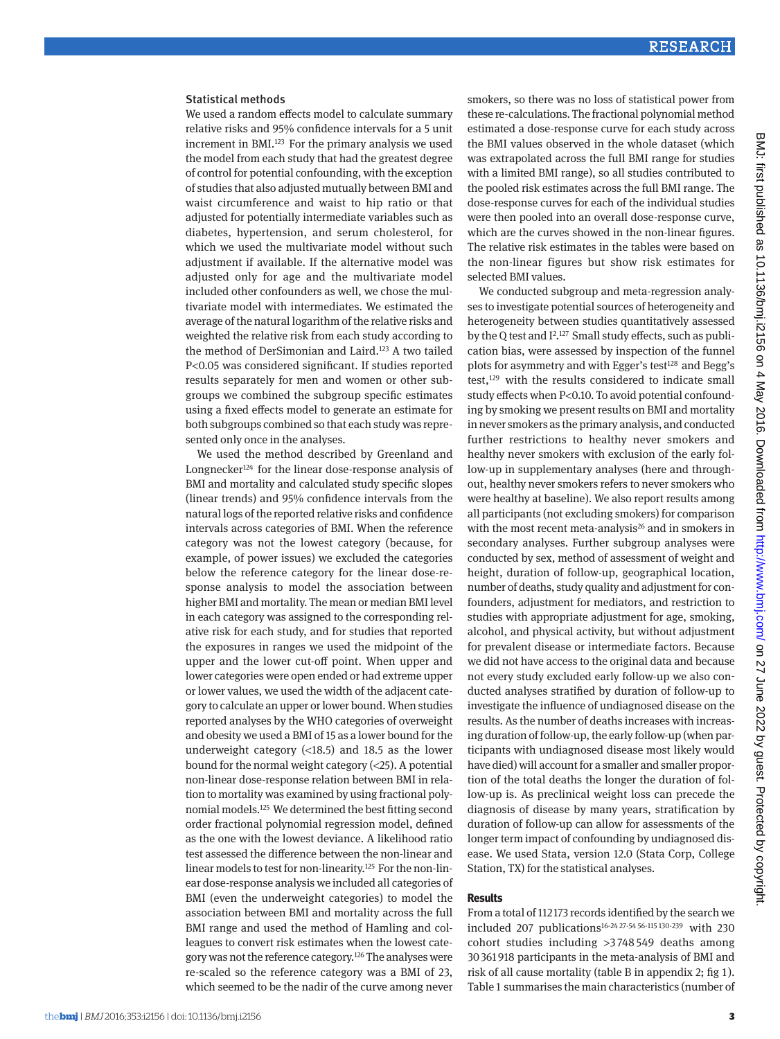### Statistical methods

We used a random effects model to calculate summary relative risks and 95% confidence intervals for a 5 unit increment in BMI.[123] For the primary analysis we used the model from each study that had the greatest degree of control for potential confounding, with the exception of studies that also adjusted mutually between BMI and waist circumference and waist to hip ratio or that adjusted for potentially intermediate variables such as diabetes, hypertension, and serum cholesterol, for which we used the multivariate model without such adjustment if available. If the alternative model was adjusted only for age and the multivariate model included other confounders as well, we chose the multivariate model with intermediates. We estimated the average of the natural logarithm of the relative risks and weighted the relative risk from each study according to the method of DerSimonian and Laird.[123] A two tailed P<0.05 was considered significant. If studies reported results separately for men and women or other subgroups we combined the subgroup specific estimates using a fixed effects model to generate an estimate for both subgroups combined so that each study was represented only once in the analyses.

We used the method described by Greenland and Longnecker[124] for the linear dose-response analysis of BMI and mortality and calculated study specific slopes (linear trends) and 95% confidence intervals from the natural logs of the reported relative risks and confidence intervals across categories of BMI. When the reference category was not the lowest category (because, for example, of power issues) we excluded the categories below the reference category for the linear dose-response analysis to model the association between higher BMI and mortality. The mean or median BMI level in each category was assigned to the corresponding relative risk for each study, and for studies that reported the exposures in ranges we used the midpoint of the upper and the lower cut-off point. When upper and lower categories were open ended or had extreme upper or lower values, we used the width of the adjacent category to calculate an upper or lower bound. When studies reported analyses by the WHO categories of overweight and obesity we used a BMI of 15 as a lower bound for the underweight category (<18.5) and 18.5 as the lower bound for the normal weight category (<25). A potential non-linear dose-response relation between BMI in relation to mortality was examined by using fractional polynomial models.[125] We determined the best fitting second order fractional polynomial regression model, defined as the one with the lowest deviance. A likelihood ratio test assessed the difference between the non-linear and linear models to test for non-linearity.[125] For the non-linear dose-response analysis we included all categories of BMI (even the underweight categories) to model the association between BMI and mortality across the full BMI range and used the method of Hamling and colleagues to convert risk estimates when the lowest category was not the reference category.[126] The analyses were re-scaled so the reference category was a BMI of 23, which seemed to be the nadir of the curve among never smokers, so there was no loss of statistical power from these re-calculations. The fractional polynomial method estimated a dose-response curve for each study across the BMI values observed in the whole dataset (which was extrapolated across the full BMI range for studies with a limited BMI range), so all studies contributed to the pooled risk estimates across the full BMI range. The dose-response curves for each of the individual studies were then pooled into an overall dose-response curve, which are the curves showed in the non-linear figures. The relative risk estimates in the tables were based on the non-linear figures but show risk estimates for selected BMI values.

We conducted subgroup and meta-regression analyses to investigate potential sources of heterogeneity and heterogeneity between studies quantitatively assessed by the Q test and $I^2$.[127] Small study effects, such as publication bias, were assessed by inspection of the funnel plots for asymmetry and with Egger's test[128] and Begg's test,[129] with the results considered to indicate small study effects when P<0.10. To avoid potential confounding by smoking we present results on BMI and mortality in never smokers as the primary analysis, and conducted further restrictions to healthy never smokers and healthy never smokers with exclusion of the early follow-up in supplementary analyses (here and throughout, healthy never smokers refers to never smokers who were healthy at baseline). We also report results among all participants (not excluding smokers) for comparison with the most recent meta-analysis[26] and in smokers in secondary analyses. Further subgroup analyses were conducted by sex, method of assessment of weight and height, duration of follow-up, geographical location, number of deaths, study quality and adjustment for confounders, adjustment for mediators, and restriction to studies with appropriate adjustment for age, smoking, alcohol, and physical activity, but without adjustment for prevalent disease or intermediate factors. Because we did not have access to the original data and because not every study excluded early follow-up we also conducted analyses stratified by duration of follow-up to investigate the influence of undiagnosed disease on the results. As the number of deaths increases with increasing duration of follow-up, the early follow-up (when participants with undiagnosed disease most likely would have died) will account for a smaller and smaller proportion of the total deaths the longer the duration of follow-up is. As preclinical weight loss can precede the diagnosis of disease by many years, stratification by duration of follow-up can allow for assessments of the longer term impact of confounding by undiagnosed disease. We used Stata, version 12.0 (Stata Corp, College Station, TX) for the statistical analyses.

## Results

From a total of 112 173 records identified by the search we included 207 publications[16-24 27-54 56-115 130-239] with 230 cohort studies including >3 748 549 deaths among 30 361 918 participants in the meta-analysis of BMI and risk of all cause mortality (table B in appendix 2; fig 1). Table 1 summarises the main characteristics (number of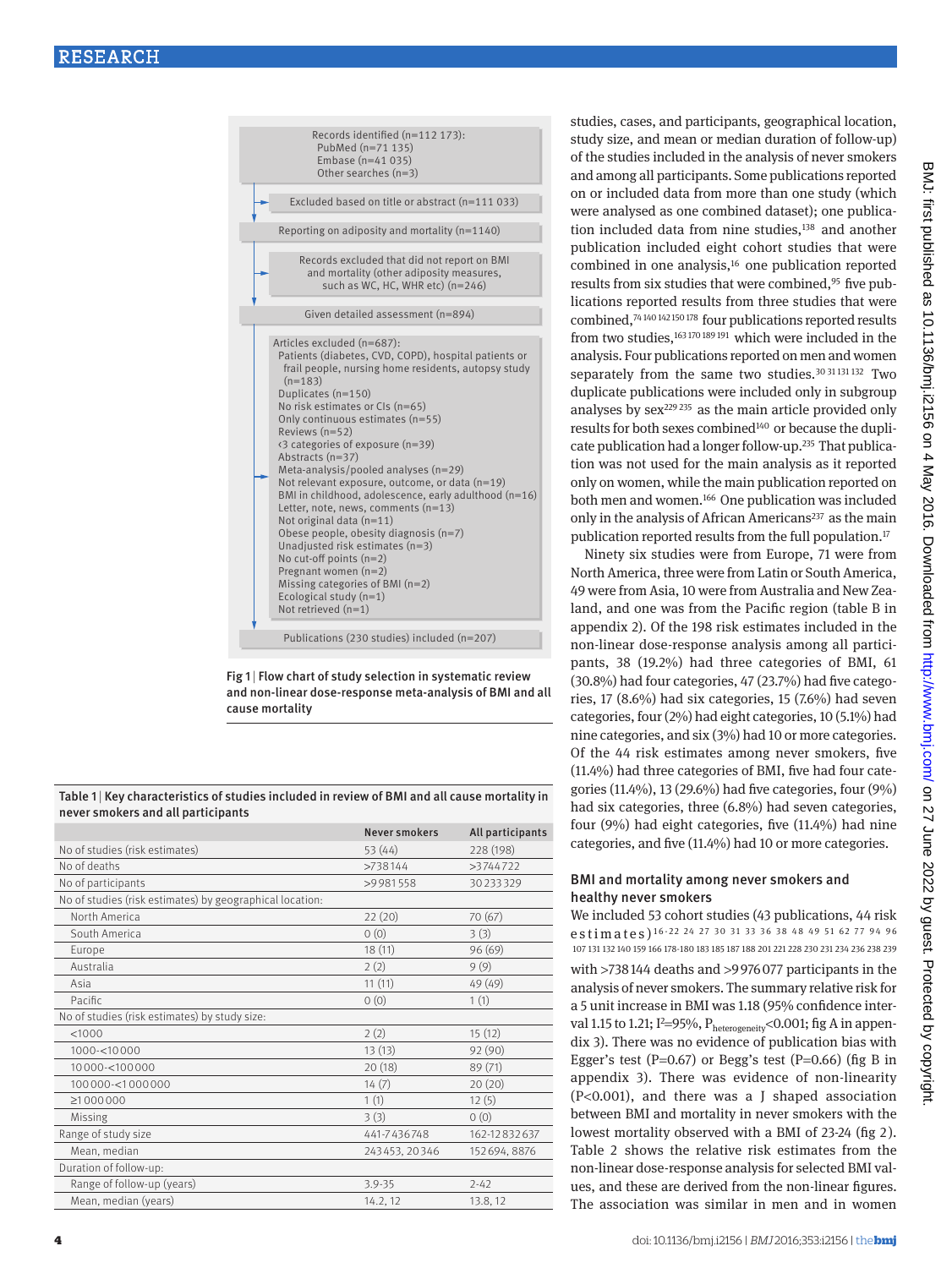Records identified (n=112 173):
PubMed (n=71 135)
Embase (n=41 035)
Other searches (n=3)

Excluded based on title or abstract (n=111 033)

Reporting on adiposity and mortality (n=1140)

Records excluded that did not report on BMI and mortality (other adiposity measures, such as WC, HC, WHR etc) (n=246)

Given detailed assessment (n=894)

Articles excluded (n=687):
- Patients (diabetes, CVD, COPD), hospital patients or frail people, nursing home residents, autopsy study (n=183)
- Duplicates (n=150)
- No risk estimates or CIs (n=65)
- Only continuous estimates (n=55)
- Reviews (n=52)
- <3 categories of exposure (n=39)
- Abstracts (n=37)
- Meta-analysis/pooled analyses (n=29)
- Not relevant exposure, outcome, or data (n=19)
- BMI in childhood, adolescence, early adulthood (n=16)
- Letter, note, news, comments (n=13)
- Not original data (n=11)
- Obese people, obesity diagnosis (n=7)
- Unadjusted risk estimates (n=3)
- No cut-off points (n=2)
- Pregnant women (n=2)
- Missing categories of BMI (n=2)
- Ecological study (n=1)
- Not retrieved (n=1)

Publications (230 studies) included (n=207)

Fig 1 | Flow chart of study selection in systematic review and non-linear dose-response meta-analysis of BMI and all cause mortality

Table 1 | Key characteristics of studies included in review of BMI and all cause mortality in never smokers and all participants

| | Never smokers | All participants |
|---|---|---|
| No of studies (risk estimates) | 53 (44) | 228 (198) |
| No of deaths | >738 144 | >3 744 722 |
| No of participants | >9 981 558 | 30 233 329 |
| No of studies (risk estimates) by geographical location: | | |
| North America | 22 (20) | 70 (67) |
| South America | 0 (0) | 3 (3) |
| Europe | 18 (11) | 96 (69) |
| Australia | 2 (2) | 9 (9) |
| Asia | 11 (11) | 49 (49) |
| Pacific | 0 (0) | 1 (1) |
| No of studies (risk estimates) by study size: | | |
| <1000 | 2 (2) | 15 (12) |
| 1000-<10 000 | 13 (13) | 92 (90) |
| 10 000-<100 000 | 20 (18) | 89 (71) |
| 100 000-<1 000 000 | 14 (7) | 20 (20) |
| ≥1 000 000 | 1 (1) | 12 (5) |
| Missing | 3 (3) | 0 (0) |
| Range of study size | 441-7 436 748 | 162-12 832 637 |
| Mean, median | 243 453, 20 346 | 152 694, 8876 |
| Duration of follow-up: | | |
| Range of follow-up (years) | 3.9-35 | 2-42 |
| Mean, median (years) | 14.2, 12 | 13.8, 12 |

studies, cases, and participants, geographical location, study size, and mean or median duration of follow-up) of the studies included in the analysis of never smokers and among all participants. Some publications reported on or included data from more than one study (which were analysed as one combined dataset); one publication included data from nine studies,[138] and another publication included eight cohort studies that were combined in one analysis,[16] one publication reported results from six studies that were combined,[95] five publications reported results from three studies that were combined,[74 140 142 150 178] four publications reported results from two studies,[163 170 189 191] which were included in the analysis. Four publications reported on men and women separately from the same two studies.[30 31 131 132] Two duplicate publications were included only in subgroup analyses by sex[229 235] as the main article provided only results for both sexes combined[140] or because the duplicate publication had a longer follow-up.[235] That publication was not used for the main analysis as it reported only on women, while the main publication reported on both men and women.[166] One publication was included only in the analysis of African Americans[237] as the main publication reported results from the full population.[17]

Ninety six studies were from Europe, 71 were from North America, three were from Latin or South America, 49 were from Asia, 10 were from Australia and New Zealand, and one was from the Pacific region (table B in appendix 2). Of the 198 risk estimates included in the non-linear dose-response analysis among all participants, 38 (19.2%) had three categories of BMI, 61 (30.8%) had four categories, 47 (23.7%) had five categories, 17 (8.6%) had six categories, 15 (7.6%) had seven categories, four (2%) had eight categories, 10 (5.1%) had nine categories, and six (3%) had 10 or more categories. Of the 44 risk estimates among never smokers, five (11.4%) had three categories of BMI, five had four categories (11.4%), 13 (29.6%) had five categories, four (9%) had six categories, three (6.8%) had seven categories, four (9%) had eight categories, five (11.4%) had nine categories, and five (11.4%) had 10 or more categories.

## BMI and mortality among never smokers and healthy never smokers

We included 53 cohort studies (43 publications, 44 risk estimates)[16-22 24 27 30 31 33 36 38 48 49 51 62 77 94 96 107 131 132 140 159 166 178-180 183 185 187 188 201 221 228 230 231 234 236 238 239] with >738 144 deaths and >9 976 077 participants in the analysis of never smokers. The summary relative risk for a 5 unit increase in BMI was 1.18 (95% confidence interval 1.15 to 1.21; $I^2$=95%, $P_{heterogeneity}$<0.001; fig A in appendix 3). There was no evidence of publication bias with Egger's test (P=0.67) or Begg's test (P=0.66) (fig B in appendix 3). There was evidence of non-linearity (P<0.001), and there was a J shaped association between BMI and mortality in never smokers with the lowest mortality observed with a BMI of 23-24 (fig 2). Table 2 shows the relative risk estimates from the non-linear dose-response analysis for selected BMI values, and these are derived from the non-linear figures. The association was similar in men and in women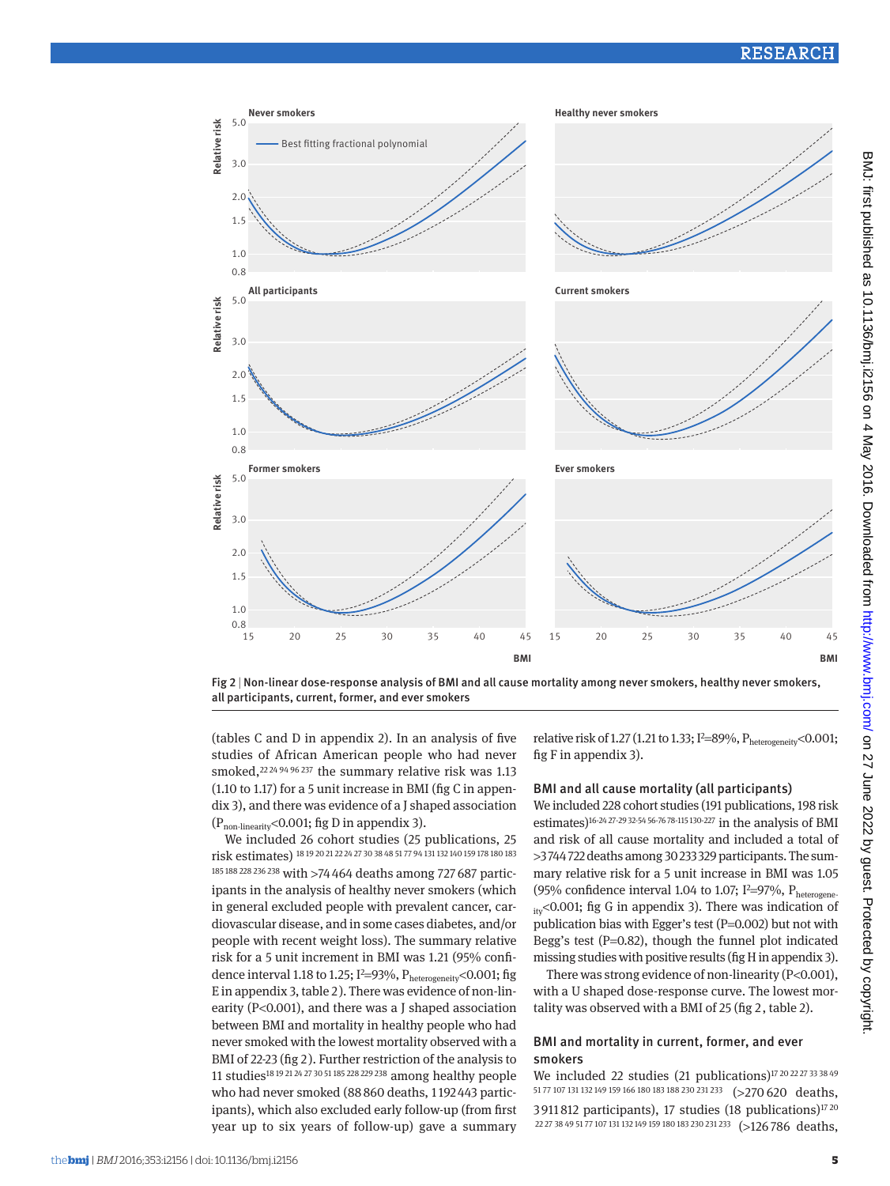Fig 2 | Non-linear dose-response analysis of BMI and all cause mortality among never smokers, healthy never smokers, all participants, current, former, and ever smokers

(tables C and D in appendix 2). In an analysis of five studies of African American people who had never smoked,[22 24 94 96 237] the summary relative risk was 1.13 (1.10 to 1.17) for a 5 unit increase in BMI (fig C in appendix 3), and there was evidence of a J shaped association ($P_{non\text{-}linearity}$<0.001; fig D in appendix 3).

We included 26 cohort studies (25 publications, 25 risk estimates) [18 19 20 21 22 24 27 30 38 48 51 77 94 131 132 140 159 178 180 183 185 188 228 236 238] with >74 464 deaths among 727 687 participants in the analysis of healthy never smokers (which in general excluded people with prevalent cancer, cardiovascular disease, and in some cases diabetes, and/or people with recent weight loss). The summary relative risk for a 5 unit increment in BMI was 1.21 (95% confidence interval 1.18 to 1.25; $I^2$=93%, $P_{heterogeneity}$<0.001; fig E in appendix 3, table 2). There was evidence of non-linearity (P<0.001), and there was a J shaped association between BMI and mortality in healthy people who had never smoked with the lowest mortality observed with a BMI of 22-23 (fig 2). Further restriction of the analysis to 11 studies[18 19 21 24 27 30 51 185 228 229 238] among healthy people who had never smoked (88 860 deaths, 1 192 443 participants), which also excluded early follow-up (from first year up to six years of follow-up) gave a summary relative risk of 1.27 (1.21 to 1.33; $I^2$=89%, $P_{heterogeneity}$<0.001; fig F in appendix 3).

### BMI and all cause mortality (all participants)

We included 228 cohort studies (191 publications, 198 risk estimates)[16-24 27-29 32-54 56-76 78-115 130-227] in the analysis of BMI and risk of all cause mortality and included a total of >3 744 722 deaths among 30 233 329 participants. The summary relative risk for a 5 unit increase in BMI was 1.05 (95% confidence interval 1.04 to 1.07; $I^2$=97%, $P_{heterogeneity}$<0.001; fig G in appendix 3). There was indication of publication bias with Egger's test (P=0.002) but not with Begg's test (P=0.82), though the funnel plot indicated missing studies with positive results (fig H in appendix 3).

There was strong evidence of non-linearity (P<0.001), with a U shaped dose-response curve. The lowest mortality was observed with a BMI of 25 (fig 2, table 2).

### BMI and mortality in current, former, and ever smokers

We included 22 studies (21 publications)[17 20 22 27 33 38 49 51 77 107 131 132 149 159 166 180 183 188 230 231 233] (>270 620 deaths, 3 911 812 participants), 17 studies (18 publications)[17 20 22 27 38 49 51 77 107 131 132 149 159 180 183 230 231 233] (>126 786 deaths,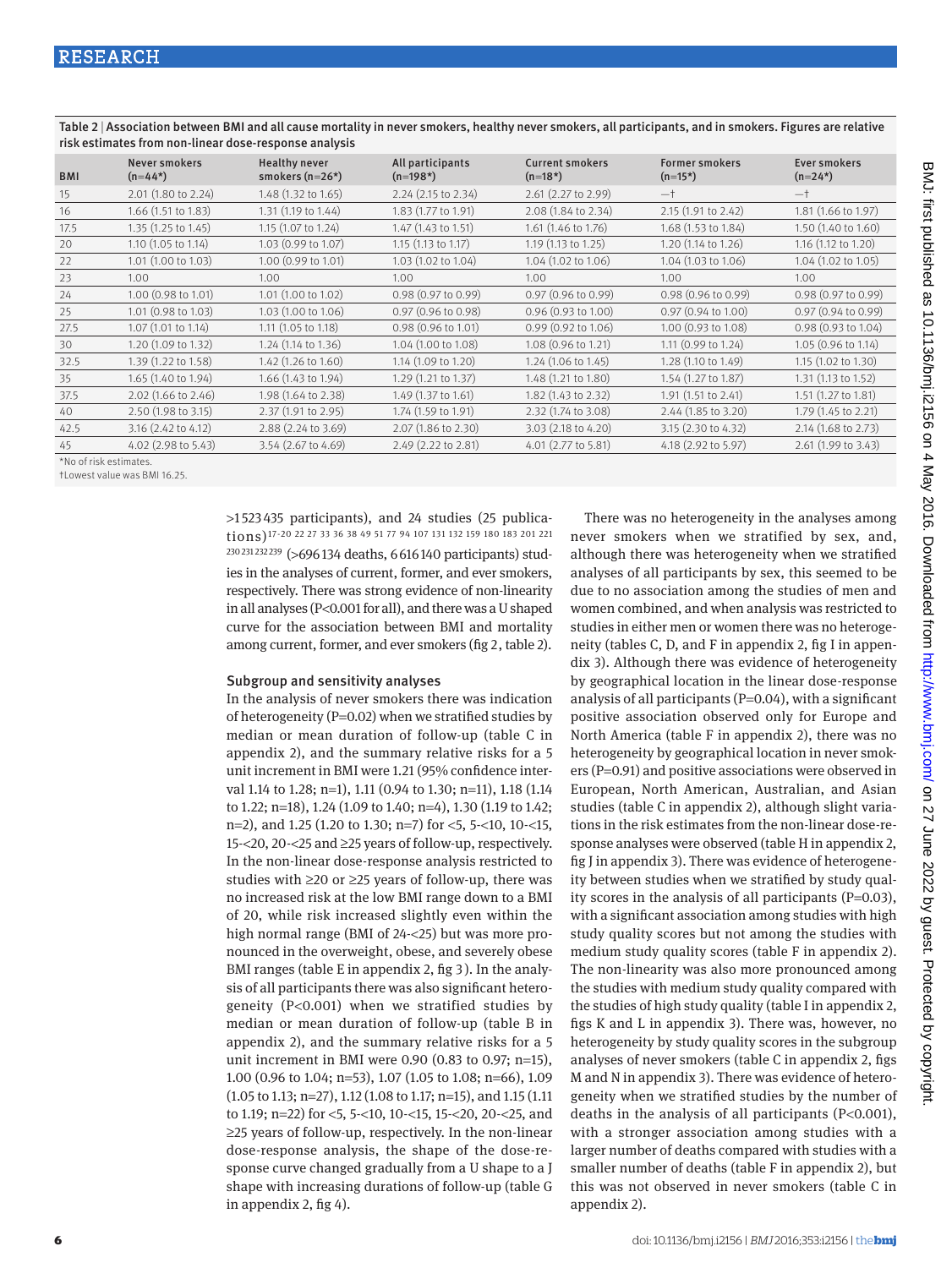Table 2 | Association between BMI and all cause mortality in never smokers, healthy never smokers, all participants, and in smokers. Figures are relative risk estimates from non-linear dose-response analysis

| BMI | Never smokers (n=44*) | Healthy never smokers (n=26*) | All participants (n=198*) | Current smokers (n=18*) | Former smokers (n=15*) | Ever smokers (n=24*) |
|---|---|---|---|---|---|---|
| 15 | 2.01 (1.80 to 2.24) | 1.48 (1.32 to 1.65) | 2.24 (2.15 to 2.34) | 2.61 (2.27 to 2.99) | —† | —† |
| 16 | 1.66 (1.51 to 1.83) | 1.31 (1.19 to 1.44) | 1.83 (1.77 to 1.91) | 2.08 (1.84 to 2.34) | 2.15 (1.91 to 2.42) | 1.81 (1.66 to 1.97) |
| 17.5 | 1.35 (1.25 to 1.45) | 1.15 (1.07 to 1.24) | 1.47 (1.43 to 1.51) | 1.61 (1.46 to 1.76) | 1.68 (1.53 to 1.84) | 1.50 (1.40 to 1.60) |
| 20 | 1.10 (1.05 to 1.14) | 1.03 (0.99 to 1.07) | 1.15 (1.13 to 1.17) | 1.19 (1.13 to 1.25) | 1.20 (1.14 to 1.26) | 1.16 (1.12 to 1.20) |
| 22 | 1.01 (1.00 to 1.03) | 1.00 (0.99 to 1.01) | 1.03 (1.02 to 1.04) | 1.04 (1.02 to 1.06) | 1.04 (1.03 to 1.06) | 1.04 (1.02 to 1.05) |
| 23 | 1.00 | 1.00 | 1.00 | 1.00 | 1.00 | 1.00 |
| 24 | 1.00 (0.98 to 1.01) | 1.01 (1.00 to 1.02) | 0.98 (0.97 to 0.99) | 0.97 (0.96 to 0.99) | 0.98 (0.96 to 0.99) | 0.98 (0.97 to 0.99) |
| 25 | 1.01 (0.98 to 1.03) | 1.03 (1.00 to 1.06) | 0.97 (0.96 to 0.98) | 0.96 (0.93 to 1.00) | 0.97 (0.94 to 1.00) | 0.97 (0.94 to 0.99) |
| 27.5 | 1.07 (1.01 to 1.14) | 1.11 (1.05 to 1.18) | 0.98 (0.96 to 1.01) | 0.99 (0.92 to 1.06) | 1.00 (0.93 to 1.08) | 0.98 (0.93 to 1.04) |
| 30 | 1.20 (1.09 to 1.32) | 1.24 (1.14 to 1.36) | 1.04 (1.00 to 1.08) | 1.08 (0.96 to 1.21) | 1.11 (0.99 to 1.24) | 1.05 (0.96 to 1.14) |
| 32.5 | 1.39 (1.22 to 1.58) | 1.42 (1.26 to 1.60) | 1.14 (1.09 to 1.20) | 1.24 (1.06 to 1.45) | 1.28 (1.10 to 1.49) | 1.15 (1.02 to 1.30) |
| 35 | 1.65 (1.40 to 1.94) | 1.66 (1.43 to 1.94) | 1.29 (1.21 to 1.37) | 1.48 (1.21 to 1.80) | 1.54 (1.27 to 1.87) | 1.31 (1.13 to 1.52) |
| 37.5 | 2.02 (1.66 to 2.46) | 1.98 (1.64 to 2.38) | 1.49 (1.37 to 1.61) | 1.82 (1.43 to 2.32) | 1.91 (1.51 to 2.41) | 1.51 (1.27 to 1.81) |
| 40 | 2.50 (1.98 to 3.15) | 2.37 (1.91 to 2.95) | 1.74 (1.59 to 1.91) | 2.32 (1.74 to 3.08) | 2.44 (1.85 to 3.20) | 1.79 (1.45 to 2.21) |
| 42.5 | 3.16 (2.42 to 4.12) | 2.88 (2.24 to 3.69) | 2.07 (1.86 to 2.30) | 3.03 (2.18 to 4.20) | 3.15 (2.30 to 4.32) | 2.14 (1.68 to 2.73) |
| 45 | 4.02 (2.98 to 5.43) | 3.54 (2.67 to 4.69) | 2.49 (2.22 to 2.81) | 4.01 (2.77 to 5.81) | 4.18 (2.92 to 5.97) | 2.61 (1.99 to 3.43) |

*No of risk estimates.
†Lowest value was BMI 16.25.

>1 523 435 participants), and 24 studies (25 publications)[17-20 22 27 33 36 38 49 51 77 94 107 131 132 159 180 183 201 221 230 231 232 239] (>696 134 deaths, 6 616 140 participants) studies in the analyses of current, former, and ever smokers, respectively. There was strong evidence of non-linearity in all analyses (P<0.001 for all), and there was a U shaped curve for the association between BMI and mortality among current, former, and ever smokers (fig 2, table 2).

### Subgroup and sensitivity analyses

In the analysis of never smokers there was indication of heterogeneity (P=0.02) when we stratified studies by median or mean duration of follow-up (table C in appendix 2), and the summary relative risks for a 5 unit increment in BMI were 1.21 (95% confidence interval 1.14 to 1.28; n=1), 1.11 (0.94 to 1.30; n=11), 1.18 (1.14 to 1.22; n=18), 1.24 (1.09 to 1.40; n=4), 1.30 (1.19 to 1.42; n=2), and 1.25 (1.20 to 1.30; n=7) for <5, 5-<10, 10-<15, 15-<20, 20-<25 and ≥25 years of follow-up, respectively. In the non-linear dose-response analysis restricted to studies with ≥20 or ≥25 years of follow-up, there was no increased risk at the low BMI range down to a BMI of 20, while risk increased slightly even within the high normal range (BMI of 24-<25) but was more pronounced in the overweight, obese, and severely obese BMI ranges (table E in appendix 2, fig 3). In the analysis of all participants there was also significant heterogeneity (P<0.001) when we stratified studies by median or mean duration of follow-up (table B in appendix 2), and the summary relative risks for a 5 unit increment in BMI were 0.90 (0.83 to 0.97; n=15), 1.00 (0.96 to 1.04; n=53), 1.07 (1.05 to 1.08; n=66), 1.09 (1.05 to 1.13; n=27), 1.12 (1.08 to 1.17; n=15), and 1.15 (1.11 to 1.19; n=22) for <5, 5-<10, 10-<15, 15-<20, 20-<25, and ≥25 years of follow-up, respectively. In the non-linear dose-response analysis, the shape of the dose-response curve changed gradually from a U shape to a J shape with increasing durations of follow-up (table G in appendix 2, fig 4).

There was no heterogeneity in the analyses among never smokers when we stratified by sex, and, although there was heterogeneity when we stratified analyses of all participants by sex, this seemed to be due to no association among the studies of men and women combined, and when analysis was restricted to studies in either men or women there was no heterogeneity (tables C, D, and F in appendix 2, fig I in appendix 3). Although there was evidence of heterogeneity by geographical location in the linear dose-response analysis of all participants (P=0.04), with a significant positive association observed only for Europe and North America (table F in appendix 2), there was no heterogeneity by geographical location in never smokers (P=0.91) and positive associations were observed in European, North American, Australian, and Asian studies (table C in appendix 2), although slight variations in the risk estimates from the non-linear dose-response analyses were observed (table H in appendix 2, fig J in appendix 3). There was evidence of heterogeneity between studies when we stratified by study quality scores in the analysis of all participants (P=0.03), with a significant association among studies with high study quality scores but not among the studies with medium study quality scores (table F in appendix 2). The non-linearity was also more pronounced among the studies with medium study quality compared with the studies of high study quality (table I in appendix 2, figs K and L in appendix 3). There was, however, no heterogeneity by study quality scores in the subgroup analyses of never smokers (table C in appendix 2, figs M and N in appendix 3). There was evidence of heterogeneity when we stratified studies by the number of deaths in the analysis of all participants (P<0.001), with a stronger association among studies with a larger number of deaths compared with studies with a smaller number of deaths (table F in appendix 2), but this was not observed in never smokers (table C in appendix 2).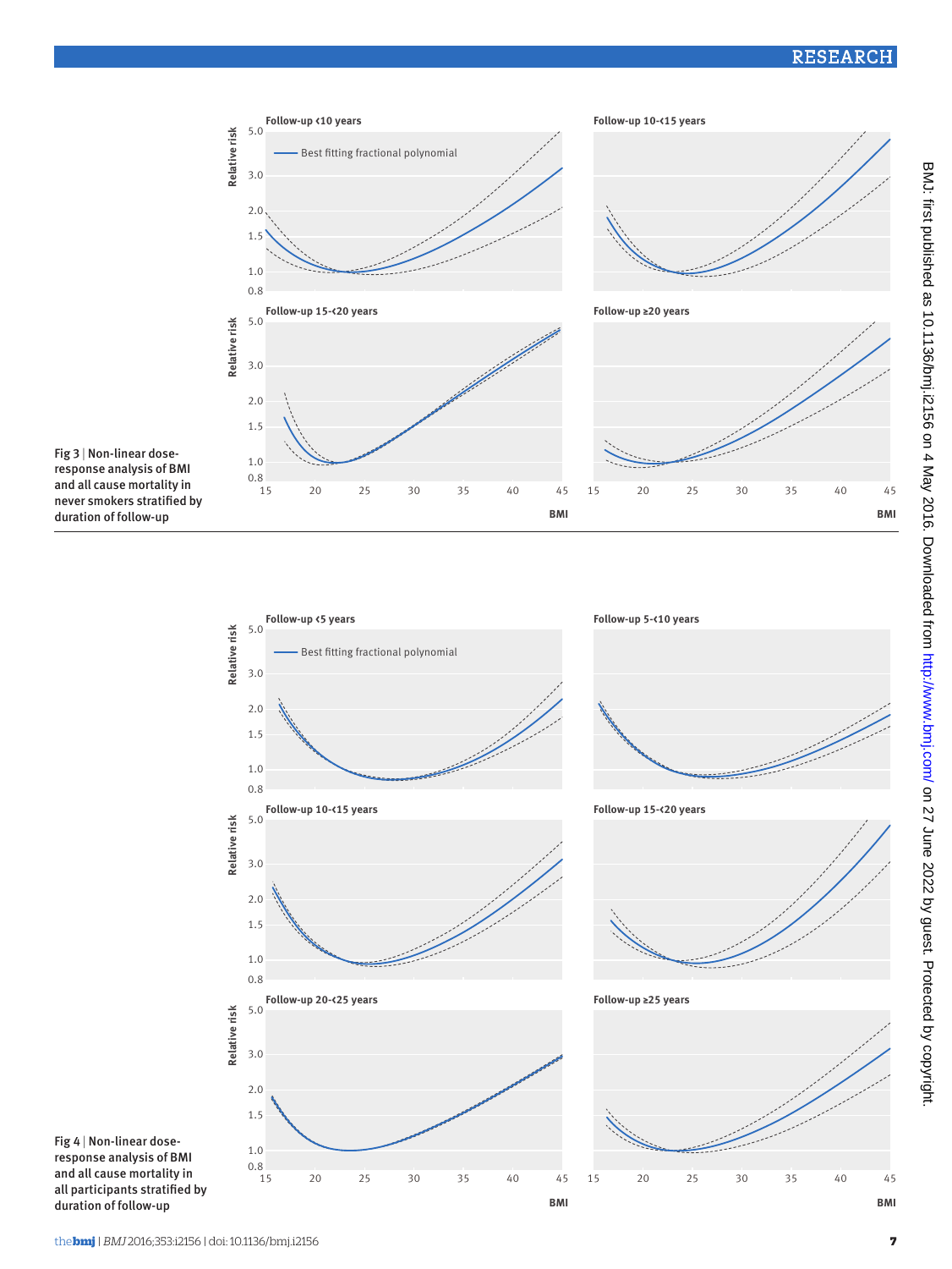Fig 3 | Non-linear dose-response analysis of BMI and all cause mortality in never smokers stratified by duration of follow-up

Fig 4 | Non-linear dose-response analysis of BMI and all cause mortality in all participants stratified by duration of follow-up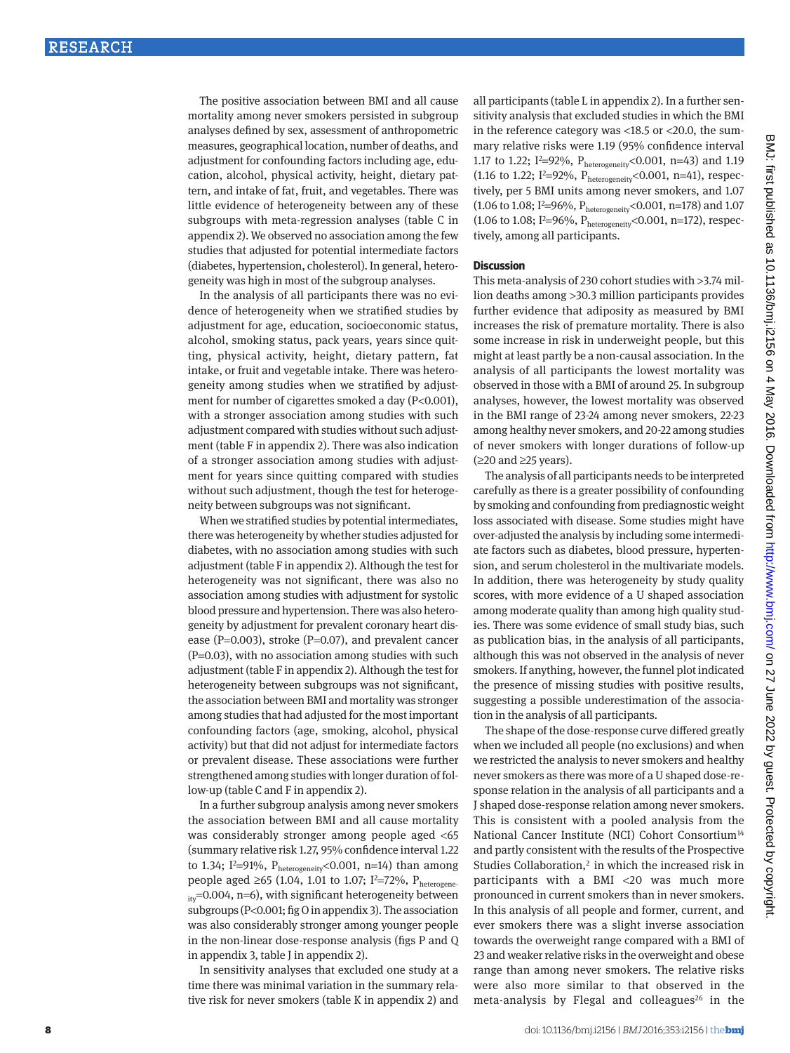The positive association between BMI and all cause mortality among never smokers persisted in subgroup analyses defined by sex, assessment of anthropometric measures, geographical location, number of deaths, and adjustment for confounding factors including age, education, alcohol, physical activity, height, dietary pattern, and intake of fat, fruit, and vegetables. There was little evidence of heterogeneity between any of these subgroups with meta-regression analyses (table C in appendix 2). We observed no association among the few studies that adjusted for potential intermediate factors (diabetes, hypertension, cholesterol). In general, heterogeneity was high in most of the subgroup analyses.

In the analysis of all participants there was no evidence of heterogeneity when we stratified studies by adjustment for age, education, socioeconomic status, alcohol, smoking status, pack years, years since quitting, physical activity, height, dietary pattern, fat intake, or fruit and vegetable intake. There was heterogeneity among studies when we stratified by adjustment for number of cigarettes smoked a day ($P<0.001$), with a stronger association among studies with such adjustment compared with studies without such adjustment (table F in appendix 2). There was also indication of a stronger association among studies with adjustment for years since quitting compared with studies without such adjustment, though the test for heterogeneity between subgroups was not significant.

When we stratified studies by potential intermediates, there was heterogeneity by whether studies adjusted for diabetes, with no association among studies with such adjustment (table F in appendix 2). Although the test for heterogeneity was not significant, there was also no association among studies with adjustment for systolic blood pressure and hypertension. There was also heterogeneity by adjustment for prevalent coronary heart disease ($P=0.003$), stroke ($P=0.07$), and prevalent cancer ($P=0.03$), with no association among studies with such adjustment (table F in appendix 2). Although the test for heterogeneity between subgroups was not significant, the association between BMI and mortality was stronger among studies that had adjusted for the most important confounding factors (age, smoking, alcohol, physical activity) but that did not adjust for intermediate factors or prevalent disease. These associations were further strengthened among studies with longer duration of follow-up (table C and F in appendix 2).

In a further subgroup analysis among never smokers the association between BMI and all cause mortality was considerably stronger among people aged <65 (summary relative risk 1.27, 95% confidence interval 1.22 to 1.34; $I^2=91\%$, $P_{heterogeneity}<0.001$, n=14) than among people aged ≥65 (1.04, 1.01 to 1.07; $I^2=72\%$, $P_{heterogeneity}=0.004$, n=6), with significant heterogeneity between subgroups ($P<0.001$; fig O in appendix 3). The association was also considerably stronger among younger people in the non-linear dose-response analysis (figs P and Q in appendix 3, table J in appendix 2).

In sensitivity analyses that excluded one study at a time there was minimal variation in the summary relative risk for never smokers (table K in appendix 2) and all participants (table L in appendix 2). In a further sensitivity analysis that excluded studies in which the BMI in the reference category was <18.5 or <20.0, the summary relative risks were 1.19 (95% confidence interval 1.17 to 1.22; $I^2=92\%$, $P_{heterogeneity}<0.001$, n=43) and 1.19 (1.16 to 1.22; $I^2=92\%$, $P_{heterogeneity}<0.001$, n=41), respectively, per 5 BMI units among never smokers, and 1.07 (1.06 to 1.08; $I^2=96\%$, $P_{heterogeneity}<0.001$, n=178) and 1.07 (1.06 to 1.08; $I^2=96\%$, $P_{heterogeneity}<0.001$, n=172), respectively, among all participants.

## Discussion

This meta-analysis of 230 cohort studies with >3.74 million deaths among >30.3 million participants provides further evidence that adiposity as measured by BMI increases the risk of premature mortality. There is also some increase in risk in underweight people, but this might at least partly be a non-causal association. In the analysis of all participants the lowest mortality was observed in those with a BMI of around 25. In subgroup analyses, however, the lowest mortality was observed in the BMI range of 23-24 among never smokers, 22-23 among healthy never smokers, and 20-22 among studies of never smokers with longer durations of follow-up (≥20 and ≥25 years).

The analysis of all participants needs to be interpreted carefully as there is a greater possibility of confounding by smoking and confounding from prediagnostic weight loss associated with disease. Some studies might have over-adjusted the analysis by including some intermediate factors such as diabetes, blood pressure, hypertension, and serum cholesterol in the multivariate models. In addition, there was heterogeneity by study quality scores, with more evidence of a U shaped association among moderate quality than among high quality studies. There was some evidence of small study bias, such as publication bias, in the analysis of all participants, although this was not observed in the analysis of never smokers. If anything, however, the funnel plot indicated the presence of missing studies with positive results, suggesting a possible underestimation of the association in the analysis of all participants.

The shape of the dose-response curve differed greatly when we included all people (no exclusions) and when we restricted the analysis to never smokers and healthy never smokers as there was more of a U shaped dose-response relation in the analysis of all participants and a J shaped dose-response relation among never smokers. This is consistent with a pooled analysis from the National Cancer Institute (NCI) Cohort Consortium[14] and partly consistent with the results of the Prospective Studies Collaboration,[2] in which the increased risk in participants with a BMI <20 was much more pronounced in current smokers than in never smokers. In this analysis of all people and former, current, and ever smokers there was a slight inverse association towards the overweight range compared with a BMI of 23 and weaker relative risks in the overweight and obese range than among never smokers. The relative risks were also more similar to that observed in the meta-analysis by Flegal and colleagues[26] in the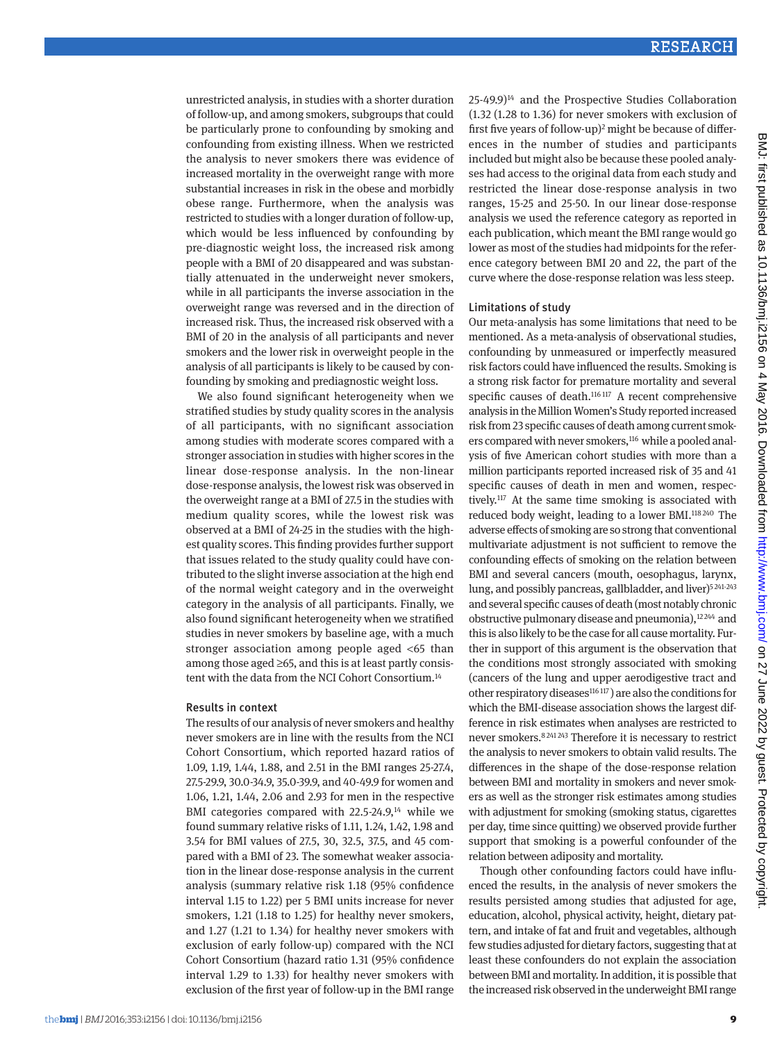unrestricted analysis, in studies with a shorter duration of follow-up, and among smokers, subgroups that could be particularly prone to confounding by smoking and confounding from existing illness. When we restricted the analysis to never smokers there was evidence of increased mortality in the overweight range with more substantial increases in risk in the obese and morbidly obese range. Furthermore, when the analysis was restricted to studies with a longer duration of follow-up, which would be less influenced by confounding by pre-diagnostic weight loss, the increased risk among people with a BMI of 20 disappeared and was substantially attenuated in the underweight never smokers, while in all participants the inverse association in the overweight range was reversed and in the direction of increased risk. Thus, the increased risk observed with a BMI of 20 in the analysis of all participants and never smokers and the lower risk in overweight people in the analysis of all participants is likely to be caused by confounding by smoking and prediagnostic weight loss.

We also found significant heterogeneity when we stratified studies by study quality scores in the analysis of all participants, with no significant association among studies with moderate scores compared with a stronger association in studies with higher scores in the linear dose-response analysis. In the non-linear dose-response analysis, the lowest risk was observed in the overweight range at a BMI of 27.5 in the studies with medium quality scores, while the lowest risk was observed at a BMI of 24-25 in the studies with the highest quality scores. This finding provides further support that issues related to the study quality could have contributed to the slight inverse association at the high end of the normal weight category and in the overweight category in the analysis of all participants. Finally, we also found significant heterogeneity when we stratified studies in never smokers by baseline age, with a much stronger association among people aged <65 than among those aged ≥65, and this is at least partly consistent with the data from the NCI Cohort Consortium.[14]

### Results in context

The results of our analysis of never smokers and healthy never smokers are in line with the results from the NCI Cohort Consortium, which reported hazard ratios of 1.09, 1.19, 1.44, 1.88, and 2.51 in the BMI ranges 25-27.4, 27.5-29.9, 30.0-34.9, 35.0-39.9, and 40-49.9 for women and 1.06, 1.21, 1.44, 2.06 and 2.93 for men in the respective BMI categories compared with 22.5-24.9,[14] while we found summary relative risks of 1.11, 1.24, 1.42, 1.98 and 3.54 for BMI values of 27.5, 30, 32.5, 37.5, and 45 compared with a BMI of 23. The somewhat weaker association in the linear dose-response analysis in the current analysis (summary relative risk 1.18 (95% confidence interval 1.15 to 1.22) per 5 BMI units increase for never smokers, 1.21 (1.18 to 1.25) for healthy never smokers, and 1.27 (1.21 to 1.34) for healthy never smokers with exclusion of early follow-up) compared with the NCI Cohort Consortium (hazard ratio 1.31 (95% confidence interval 1.29 to 1.33) for healthy never smokers with exclusion of the first year of follow-up in the BMI range 25-49.9)[14] and the Prospective Studies Collaboration (1.32 (1.28 to 1.36) for never smokers with exclusion of first five years of follow-up)[2] might be because of differences in the number of studies and participants included but might also be because these pooled analyses had access to the original data from each study and restricted the linear dose-response analysis in two ranges, 15-25 and 25-50. In our linear dose-response analysis we used the reference category as reported in each publication, which meant the BMI range would go lower as most of the studies had midpoints for the reference category between BMI 20 and 22, the part of the curve where the dose-response relation was less steep.

### Limitations of study

Our meta-analysis has some limitations that need to be mentioned. As a meta-analysis of observational studies, confounding by unmeasured or imperfectly measured risk factors could have influenced the results. Smoking is a strong risk factor for premature mortality and several specific causes of death.[116 117] A recent comprehensive analysis in the Million Women's Study reported increased risk from 23 specific causes of death among current smokers compared with never smokers,[116] while a pooled analysis of five American cohort studies with more than a million participants reported increased risk of 35 and 41 specific causes of death in men and women, respectively.[117] At the same time smoking is associated with reduced body weight, leading to a lower BMI.[118 240] The adverse effects of smoking are so strong that conventional multivariate adjustment is not sufficient to remove the confounding effects of smoking on the relation between BMI and several cancers (mouth, oesophagus, larynx, lung, and possibly pancreas, gallbladder, and liver)[5 241-243] and several specific causes of death (most notably chronic obstructive pulmonary disease and pneumonia),[12 244] and this is also likely to be the case for all cause mortality. Further in support of this argument is the observation that the conditions most strongly associated with smoking (cancers of the lung and upper aerodigestive tract and other respiratory diseases[116 117]) are also the conditions for which the BMI-disease association shows the largest difference in risk estimates when analyses are restricted to never smokers.[8 241 243] Therefore it is necessary to restrict the analysis to never smokers to obtain valid results. The differences in the shape of the dose-response relation between BMI and mortality in smokers and never smokers as well as the stronger risk estimates among studies with adjustment for smoking (smoking status, cigarettes per day, time since quitting) we observed provide further support that smoking is a powerful confounder of the relation between adiposity and mortality.

Though other confounding factors could have influenced the results, in the analysis of never smokers the results persisted among studies that adjusted for age, education, alcohol, physical activity, height, dietary pattern, and intake of fat and fruit and vegetables, although few studies adjusted for dietary factors, suggesting that at least these confounders do not explain the association between BMI and mortality. In addition, it is possible that the increased risk observed in the underweight BMI range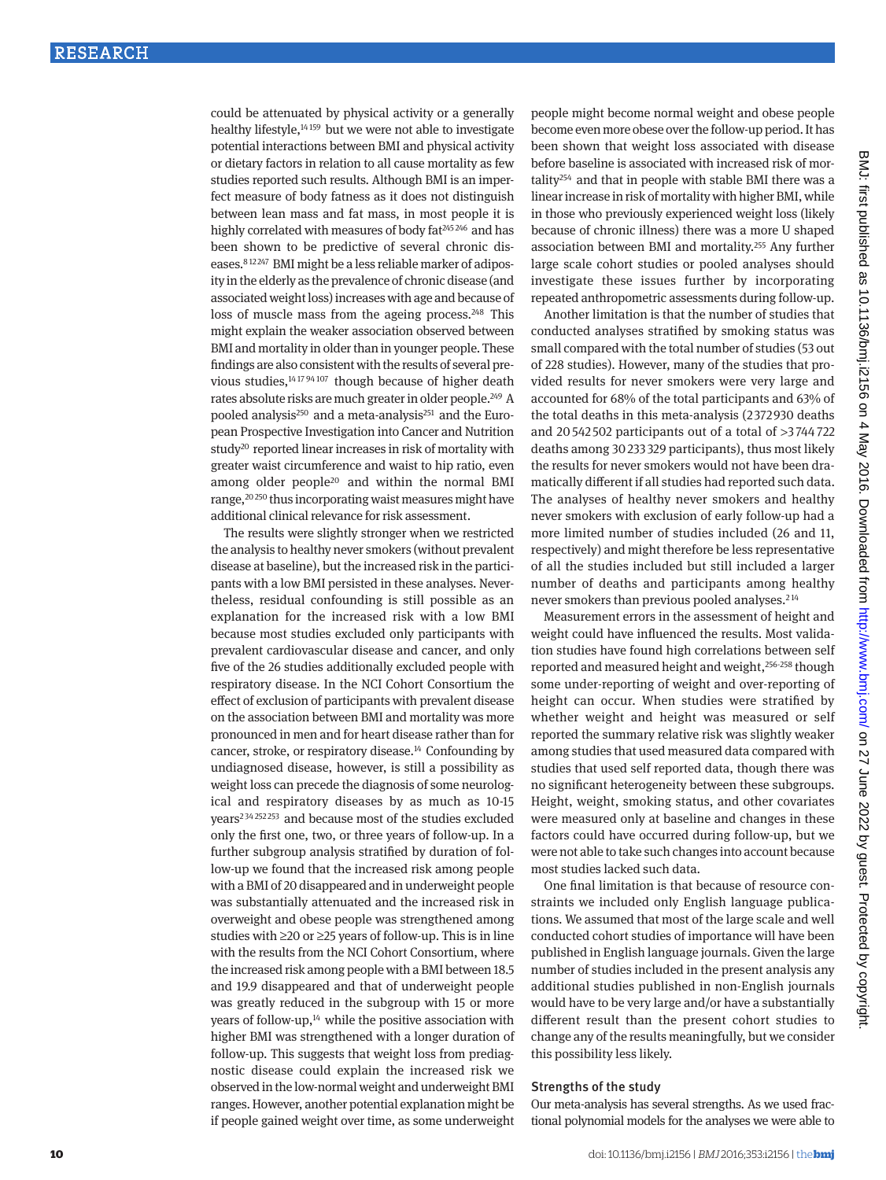could be attenuated by physical activity or a generally healthy lifestyle,[14 159] but we were not able to investigate potential interactions between BMI and physical activity or dietary factors in relation to all cause mortality as few studies reported such results. Although BMI is an imperfect measure of body fatness as it does not distinguish between lean mass and fat mass, in most people it is highly correlated with measures of body fat[245 246] and has been shown to be predictive of several chronic diseases.[8 12 247] BMI might be a less reliable marker of adiposity in the elderly as the prevalence of chronic disease (and associated weight loss) increases with age and because of loss of muscle mass from the ageing process.[248] This might explain the weaker association observed between BMI and mortality in older than in younger people. These findings are also consistent with the results of several previous studies,[14 17 94 107] though because of higher death rates absolute risks are much greater in older people.[249] A pooled analysis[250] and a meta-analysis[251] and the European Prospective Investigation into Cancer and Nutrition study[20] reported linear increases in risk of mortality with greater waist circumference and waist to hip ratio, even among older people[20] and within the normal BMI range,[20 250] thus incorporating waist measures might have additional clinical relevance for risk assessment.

The results were slightly stronger when we restricted the analysis to healthy never smokers (without prevalent disease at baseline), but the increased risk in the participants with a low BMI persisted in these analyses. Nevertheless, residual confounding is still possible as an explanation for the increased risk with a low BMI because most studies excluded only participants with prevalent cardiovascular disease and cancer, and only five of the 26 studies additionally excluded people with respiratory disease. In the NCI Cohort Consortium the effect of exclusion of participants with prevalent disease on the association between BMI and mortality was more pronounced in men and for heart disease rather than for cancer, stroke, or respiratory disease.[14] Confounding by undiagnosed disease, however, is still a possibility as weight loss can precede the diagnosis of some neurological and respiratory diseases by as much as 10-15 years[2 34 252 253] and because most of the studies excluded only the first one, two, or three years of follow-up. In a further subgroup analysis stratified by duration of follow-up we found that the increased risk among people with a BMI of 20 disappeared and in underweight people was substantially attenuated and the increased risk in overweight and obese people was strengthened among studies with ≥20 or ≥25 years of follow-up. This is in line with the results from the NCI Cohort Consortium, where the increased risk among people with a BMI between 18.5 and 19.9 disappeared and that of underweight people was greatly reduced in the subgroup with 15 or more years of follow-up,[14] while the positive association with higher BMI was strengthened with a longer duration of follow-up. This suggests that weight loss from prediagnostic disease could explain the increased risk we observed in the low-normal weight and underweight BMI ranges. However, another potential explanation might be if people gained weight over time, as some underweight people might become normal weight and obese people become even more obese over the follow-up period. It has been shown that weight loss associated with disease before baseline is associated with increased risk of mortality[254] and that in people with stable BMI there was a linear increase in risk of mortality with higher BMI, while in those who previously experienced weight loss (likely because of chronic illness) there was a more U shaped association between BMI and mortality.[255] Any further large scale cohort studies or pooled analyses should investigate these issues further by incorporating repeated anthropometric assessments during follow-up.

Another limitation is that the number of studies that conducted analyses stratified by smoking status was small compared with the total number of studies (53 out of 228 studies). However, many of the studies that provided results for never smokers were very large and accounted for 68% of the total participants and 63% of the total deaths in this meta-analysis (2372930 deaths and 20542502 participants out of a total of >3744722 deaths among 30233329 participants), thus most likely the results for never smokers would not have been dramatically different if all studies had reported such data. The analyses of healthy never smokers and healthy never smokers with exclusion of early follow-up had a more limited number of studies included (26 and 11, respectively) and might therefore be less representative of all the studies included but still included a larger number of deaths and participants among healthy never smokers than previous pooled analyses.[2 14]

Measurement errors in the assessment of height and weight could have influenced the results. Most validation studies have found high correlations between self reported and measured height and weight,[256-258] though some under-reporting of weight and over-reporting of height can occur. When studies were stratified by whether weight and height was measured or self reported the summary relative risk was slightly weaker among studies that used measured data compared with studies that used self reported data, though there was no significant heterogeneity between these subgroups. Height, weight, smoking status, and other covariates were measured only at baseline and changes in these factors could have occurred during follow-up, but we were not able to take such changes into account because most studies lacked such data.

One final limitation is that because of resource constraints we included only English language publications. We assumed that most of the large scale and well conducted cohort studies of importance will have been published in English language journals. Given the large number of studies included in the present analysis any additional studies published in non-English journals would have to be very large and/or have a substantially different result than the present cohort studies to change any of the results meaningfully, but we consider this possibility less likely.

### Strengths of the study

Our meta-analysis has several strengths. As we used fractional polynomial models for the analyses we were able to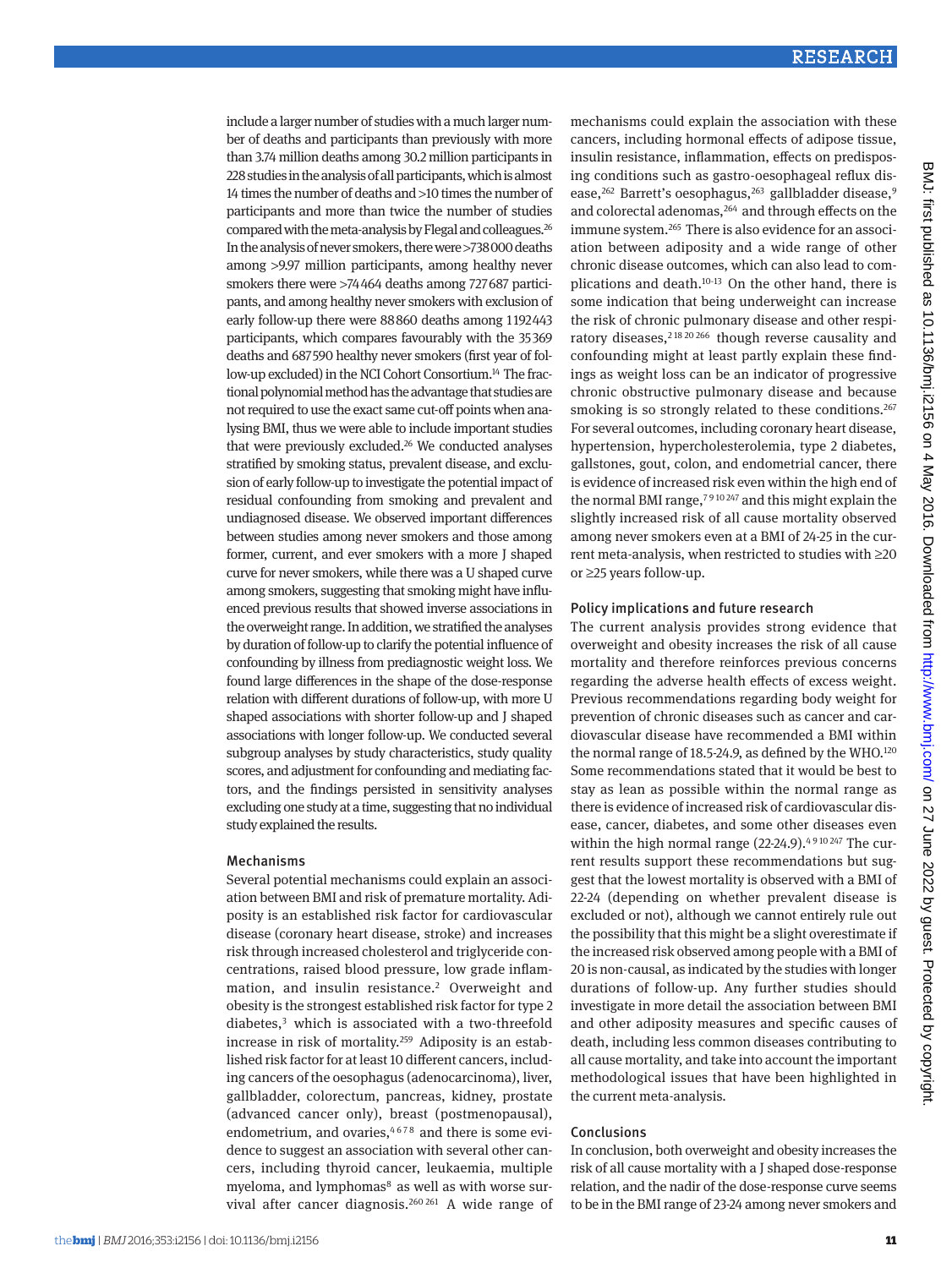include a larger number of studies with a much larger number of deaths and participants than previously with more than 3.74 million deaths among 30.2 million participants in 228 studies in the analysis of all participants, which is almost 14 times the number of deaths and >10 times the number of participants and more than twice the number of studies compared with the meta-analysis by Flegal and colleagues.[26] In the analysis of never smokers, there were >738 000 deaths among >9.97 million participants, among healthy never smokers there were >74 464 deaths among 727 687 participants, and among healthy never smokers with exclusion of early follow-up there were 88 860 deaths among 1 192 443 participants, which compares favourably with the 35 369 deaths and 687 590 healthy never smokers (first year of follow-up excluded) in the NCI Cohort Consortium.[14] The fractional polynomial method has the advantage that studies are not required to use the exact same cut-off points when analysing BMI, thus we were able to include important studies that were previously excluded.[26] We conducted analyses stratified by smoking status, prevalent disease, and exclusion of early follow-up to investigate the potential impact of residual confounding from smoking and prevalent and undiagnosed disease. We observed important differences between studies among never smokers and those among former, current, and ever smokers with a more J shaped curve for never smokers, while there was a U shaped curve among smokers, suggesting that smoking might have influenced previous results that showed inverse associations in the overweight range. In addition, we stratified the analyses by duration of follow-up to clarify the potential influence of confounding by illness from prediagnostic weight loss. We found large differences in the shape of the dose-response relation with different durations of follow-up, with more U shaped associations with shorter follow-up and J shaped associations with longer follow-up. We conducted several subgroup analyses by study characteristics, study quality scores, and adjustment for confounding and mediating factors, and the findings persisted in sensitivity analyses excluding one study at a time, suggesting that no individual study explained the results.

### Mechanisms

Several potential mechanisms could explain an association between BMI and risk of premature mortality. Adiposity is an established risk factor for cardiovascular disease (coronary heart disease, stroke) and increases risk through increased cholesterol and triglyceride concentrations, raised blood pressure, low grade inflammation, and insulin resistance.[2] Overweight and obesity is the strongest established risk factor for type 2 diabetes,[3] which is associated with a two-threefold increase in risk of mortality.[259] Adiposity is an established risk factor for at least 10 different cancers, including cancers of the oesophagus (adenocarcinoma), liver, gallbladder, colorectum, pancreas, kidney, prostate (advanced cancer only), breast (postmenopausal), endometrium, and ovaries,[4 6 7 8] and there is some evidence to suggest an association with several other cancers, including thyroid cancer, leukaemia, multiple myeloma, and lymphomas[8] as well as with worse survival after cancer diagnosis.[260 261] A wide range of mechanisms could explain the association with these cancers, including hormonal effects of adipose tissue, insulin resistance, inflammation, effects on predisposing conditions such as gastro-oesophageal reflux disease,[262] Barrett's oesophagus,[263] gallbladder disease,[9] and colorectal adenomas,[264] and through effects on the immune system.[265] There is also evidence for an association between adiposity and a wide range of other chronic disease outcomes, which can also lead to complications and death.[10-13] On the other hand, there is some indication that being underweight can increase the risk of chronic pulmonary disease and other respiratory diseases,[2 18 20 266] though reverse causality and confounding might at least partly explain these findings as weight loss can be an indicator of progressive chronic obstructive pulmonary disease and because smoking is so strongly related to these conditions.[267] For several outcomes, including coronary heart disease, hypertension, hypercholesterolemia, type 2 diabetes, gallstones, gout, colon, and endometrial cancer, there is evidence of increased risk even within the high end of the normal BMI range,[7 9 10 247] and this might explain the slightly increased risk of all cause mortality observed among never smokers even at a BMI of 24-25 in the current meta-analysis, when restricted to studies with ≥20 or ≥25 years follow-up.

### Policy implications and future research

The current analysis provides strong evidence that overweight and obesity increases the risk of all cause mortality and therefore reinforces previous concerns regarding the adverse health effects of excess weight. Previous recommendations regarding body weight for prevention of chronic diseases such as cancer and cardiovascular disease have recommended a BMI within the normal range of 18.5-24.9, as defined by the WHO.[120] Some recommendations stated that it would be best to stay as lean as possible within the normal range as there is evidence of increased risk of cardiovascular disease, cancer, diabetes, and some other diseases even within the high normal range (22-24.9).[4 9 10 247] The current results support these recommendations but suggest that the lowest mortality is observed with a BMI of 22-24 (depending on whether prevalent disease is excluded or not), although we cannot entirely rule out the possibility that this might be a slight overestimate if the increased risk observed among people with a BMI of 20 is non-causal, as indicated by the studies with longer durations of follow-up. Any further studies should investigate in more detail the association between BMI and other adiposity measures and specific causes of death, including less common diseases contributing to all cause mortality, and take into account the important methodological issues that have been highlighted in the current meta-analysis.

### Conclusions

In conclusion, both overweight and obesity increases the risk of all cause mortality with a J shaped dose-response relation, and the nadir of the dose-response curve seems to be in the BMI range of 23-24 among never smokers and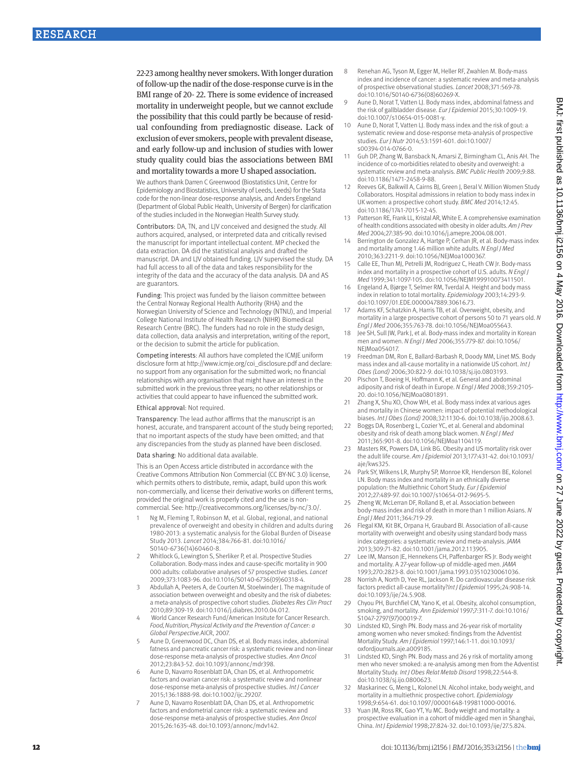22-23 among healthy never smokers. With longer duration of follow-up the nadir of the dose-response curve is in the BMI range of 20- 22. There is some evidence of increased mortality in underweight people, but we cannot exclude the possibility that this could partly be because of residual confounding from prediagnostic disease. Lack of exclusion of ever smokers, people with prevalent disease, and early follow-up and inclusion of studies with lower study quality could bias the associations between BMI and mortality towards a more U shaped association.

We authors thank Darren C Greenwood (Biostatistics Unit, Centre for Epidemiology and Biostatistics, University of Leeds, Leeds) for the Stata code for the non-linear dose-response analysis, and Anders Engeland (Department of Global Public Health, University of Bergen) for clarification of the studies included in the Norwegian Health Survey study.

Contributors: DA, TN, and LJV conceived and designed the study. All authors acquired, analysed, or interpreted data and critically revised the manuscript for important intellectual content. MP checked the data extraction. DA did the statistical analysis and drafted the manuscript. DA and LJV obtained funding. LJV supervised the study. DA had full access to all of the data and takes responsibility for the integrity of the data and the accuracy of the data analysis. DA and AS are guarantors.

Funding: This project was funded by the liaison committee between the Central Norway Regional Health Authority (RHA) and the Norwegian University of Science and Technology (NTNU), and Imperial College National Institute of Health Research (NIHR) Biomedical Research Centre (BRC). The funders had no role in the study design, data collection, data analysis and interpretation, writing of the report, or the decision to submit the article for publication.

Competing interests: All authors have completed the ICMJE uniform disclosure form at http://www.icmje.org/coi_disclosure.pdf and declare: no support from any organisation for the submitted work; no financial relationships with any organisation that might have an interest in the submitted work in the previous three years; no other relationships or activities that could appear to have influenced the submitted work.

Ethical approval: Not required.

Transparency: The lead author affirms that the manuscript is an honest, accurate, and transparent account of the study being reported; that no important aspects of the study have been omitted; and that any discrepancies from the study as planned have been disclosed.

Data sharing: No additional data available.

This is an Open Access article distributed in accordance with the Creative Commons Attribution Non Commercial (CC BY-NC 3.0) license, which permits others to distribute, remix, adapt, build upon this work non-commercially, and license their derivative works on different terms, provided the original work is properly cited and the use is non-commercial. See: http://creativecommons.org/licenses/by-nc/3.0/.

1. Ng M, Fleming T, Robinson M, et al. Global, regional, and national prevalence of overweight and obesity in children and adults during 1980-2013: a systematic analysis for the Global Burden of Disease Study 2013. *Lancet* 2014;384:766-81. doi:10.1016/S0140-6736(14)60460-8.
2. Whitlock G, Lewington S, Sherliker P, et al. Prospective Studies Collaboration. Body-mass index and cause-specific mortality in 900 000 adults: collaborative analyses of 57 prospective studies. *Lancet* 2009;373:1083-96. doi:10.1016/S0140-6736(09)60318-4.
3. Abdullah A, Peeters A, de Courten M, Stoelwinder J. The magnitude of association between overweight and obesity and the risk of diabetes: a meta-analysis of prospective cohort studies. *Diabetes Res Clin Pract* 2010;89:309-19. doi:10.1016/j.diabres.2010.04.012.
4. World Cancer Research Fund/American Insitute for Cancer Research. *Food, Nutrition, Physical Activity and the Prevention of Cancer: a Global Perspective*.AICR, 2007.
5. Aune D, Greenwood DC, Chan DS, et al. Body mass index, abdominal fatness and pancreatic cancer risk: a systematic review and non-linear dose-response meta-analysis of prospective studies. *Ann Oncol* 2012;23:843-52. doi:10.1093/annonc/mdr398.
6. Aune D, Navarro Rosenblatt DA, Chan DS, et al. Anthropometric factors and ovarian cancer risk: a systematic review and nonlinear dose-response meta-analysis of prospective studies. *Int J Cancer* 2015;136:1888-98. doi:10.1002/ijc.29207.
7. Aune D, Navarro Rosenblatt DA, Chan DS, et al. Anthropometric factors and endometrial cancer risk: a systematic review and dose-response meta-analysis of prospective studies. *Ann Oncol* 2015;26:1635-48. doi:10.1093/annonc/mdv142.
8. Renehan AG, Tyson M, Egger M, Heller RF, Zwahlen M. Body-mass index and incidence of cancer: a systematic review and meta-analysis of prospective observational studies. *Lancet* 2008;371:569-78. doi:10.1016/S0140-6736(08)60269-X.
9. Aune D, Norat T, Vatten LJ. Body mass index, abdominal fatness and the risk of gallbladder disease. *Eur J Epidemiol* 2015;30:1009-19. doi:10.1007/s10654-015-0081-y.
10. Aune D, Norat T, Vatten LJ. Body mass index and the risk of gout: a systematic review and dose-response meta-analysis of prospective studies. *Eur J Nutr* 2014;53:1591-601. doi:10.1007/s00394-014-0766-0.
11. Guh DP, Zhang W, Bansback N, Amarsi Z, Birmingham CL, Anis AH. The incidence of co-morbidities related to obesity and overweight: a systematic review and meta-analysis. *BMC Public Health* 2009;9:88. doi:10.1186/1471-2458-9-88.
12. Reeves GK, Balkwill A, Cairns BJ, Green J, Beral V. Million Women Study Collaborators. Hospital admissions in relation to body mass index in UK women: a prospective cohort study. *BMC Med* 2014;12:45. doi:10.1186/1741-7015-12-45.
13. Patterson RE, Frank LL, Kristal AR, White E. A comprehensive examination of health conditions associated with obesity in older adults. *Am J Prev Med* 2004;27:385-90. doi:10.1016/j.amepre.2004.08.001.
14. Berrington de Gonzalez A, Hartge P, Cerhan JR, et al. Body-mass index and mortality among 1.46 million white adults. *N Engl J Med* 2010;363:2211-9. doi:10.1056/NEJMoa1000367.
15. Calle EE, Thun MJ, Petrelli JM, Rodriguez C, Heath CW Jr. Body-mass index and mortality in a prospective cohort of U.S. adults. *N Engl J Med* 1999;341:1097-105. doi:10.1056/NEJM199910073411501.
16. Engeland A, Bjørge T, Selmer RM, Tverdal A. Height and body mass index in relation to total mortality. *Epidemiology* 2003;14:293-9. doi:10.1097/01.EDE.0000047889.30616.73.
17. Adams KF, Schatzkin A, Harris TB, et al. Overweight, obesity, and mortality in a large prospective cohort of persons 50 to 71 years old. *N Engl J Med* 2006;355:763-78. doi:10.1056/NEJMoa055643.
18. Jee SH, Sull JW, Park J, et al. Body-mass index and mortality in Korean men and women. *N Engl J Med* 2006;355:779-87. doi:10.1056/NEJMoa054017.
19. Freedman DM, Ron E, Ballard-Barbash R, Doody MM, Linet MS. Body mass index and all-cause mortality in a nationwide US cohort. *Int J Obes (Lond)* 2006;30:822-9. doi:10.1038/sj.ijo.0803193.
20. Pischon T, Boeing H, Hoffmann K, et al. General and abdominal adiposity and risk of death in Europe. *N Engl J Med* 2008;359:2105-20. doi:10.1056/NEJMoa0801891.
21. Zhang X, Shu XO, Chow WH, et al. Body mass index at various ages and mortality in Chinese women: impact of potential methodological biases. *Int J Obes (Lond)* 2008;32:1130-6. doi:10.1038/ijo.2008.63.
22. Boggs DA, Rosenberg L, Cozier YC, et al. General and abdominal obesity and risk of death among black women. *N Engl J Med* 2011;365:901-8. doi:10.1056/NEJMoa1104119.
23. Masters RK, Powers DA, Link BG. Obesity and US mortality risk over the adult life course. *Am J Epidemiol* 2013;177:431-42. doi:10.1093/aje/kws325.
24. Park SY, Wilkens LR, Murphy SP, Monroe KR, Henderson BE, Kolonel LN. Body mass index and mortality in an ethnically diverse population: the Multiethnic Cohort Study. *Eur J Epidemiol* 2012;27:489-97. doi:10.1007/s10654-012-9695-5.
25. Zheng W, McLerran DF, Rolland B, et al. Association between body-mass index and risk of death in more than 1 million Asians. *N Engl J Med* 2011;364:719-29.
26. Flegal KM, Kit BK, Orpana H, Graubard BI. Association of all-cause mortality with overweight and obesity using standard body mass index categories: a systematic review and meta-analysis. *JAMA* 2013;309:71-82. doi:10.1001/jama.2012.113905.
27. Lee IM, Manson JE, Hennekens CH, Paffenbarger RS Jr. Body weight and mortality. A 27-year follow-up of middle-aged men. *JAMA* 1993;270:2823-8. doi:10.1001/jama.1993.03510230061036.
28. Norrish A, North D, Yee RL, Jackson R. Do cardiovascular disease risk factors predict all-cause mortality?*Int J Epidemiol* 1995;24:908-14. doi:10.1093/ije/24.5.908.
29. Chyou PH, Burchfiel CM, Yano K, et al. Obesity, alcohol consumption, smoking, and mortality. *Ann Epidemiol* 1997;7:311-7. doi:10.1016/S1047-2797(97)00019-7.
30. Lindsted KD, Singh PN. Body mass and 26-year risk of mortality among women who never smoked: findings from the Adventist Mortality Study. *Am J Epidemiol* 1997;146:1-11. doi:10.1093/oxfordjournals.aje.a009185.
31. Lindsted KD, Singh PN. Body mass and 26 y risk of mortality among men who never smoked: a re-analysis among men from the Adventist Mortality Study. *Int J Obes Relat Metab Disord* 1998;22:544-8. doi:10.1038/sj.ijo.0800623.
32. Maskarinec G, Meng L, Kolonel LN. Alcohol intake, body weight, and mortality in a multiethnic prospective cohort. *Epidemiology* 1998;9:654-61. doi:10.1097/00001648-199811000-00016.
33. Yuan JM, Ross RK, Gao YT, Yu MC. Body weight and mortality: a prospective evaluation in a cohort of middle-aged men in Shanghai, China. *Int J Epidemiol* 1998;27:824-32. doi:10.1093/ije/27.5.824.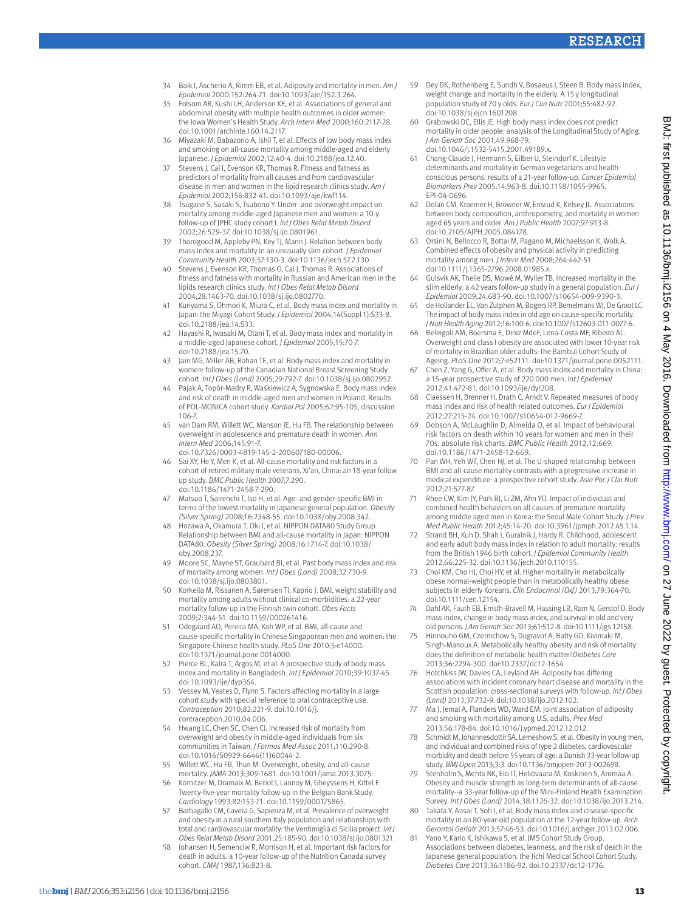34 Baik I, Ascherio A, Rimm EB, et al. Adiposity and mortality in men. *Am J Epidemiol* 2000;152:264-71. doi:10.1093/aje/152.3.264.

35 Folsom AR, Kushi LH, Anderson KE, et al. Associations of general and abdominal obesity with multiple health outcomes in older women: the Iowa Women's Health Study. *Arch Intern Med* 2000;160:2117-28. doi:10.1001/archinte.160.14.2117.

36 Miyazaki M, Babazono A, Ishii T, et al. Effects of low body mass index and smoking on all-cause mortality among middle-aged and elderly Japanese. *J Epidemiol* 2002;12:40-4. doi:10.2188/jea.12.40.

37 Stevens J, Cai J, Evenson KR, Thomas R. Fitness and fatness as predictors of mortality from all causes and from cardiovascular disease in men and women in the lipid research clinics study. *Am J Epidemiol* 2002;156:832-41. doi:10.1093/aje/kwf114.

38 Tsugane S, Sasaki S, Tsubono Y. Under- and overweight impact on mortality among middle-aged Japanese men and women: a 10-y follow-up of JPHC study cohort I. *Int J Obes Relat Metab Disord* 2002;26:529-37. doi:10.1038/sj.ijo.0801961.

39 Thorogood M, Appleby PN, Key TJ, Mann J. Relation between body mass index and mortality in an unusually slim cohort. *J Epidemiol Community Health* 2003;57:130-3. doi:10.1136/jech.57.2.130.

40 Stevens J, Evenson KR, Thomas O, Cai J, Thomas R. Associations of fitness and fatness with mortality in Russian and American men in the lipids research clinics study. *Int J Obes Relat Metab Disord* 2004;28:1463-70. doi:10.1038/sj.ijo.0802770.

41 Kuriyama S, Ohmori K, Miura C, et al. Body mass index and mortality in Japan: the Miyagi Cohort Study. *J Epidemiol* 2004;14(Suppl 1):S33-8. doi:10.2188/jea.14.S33.

42 Hayashi R, Iwasaki M, Otani T, et al. Body mass index and mortality in a middle-aged Japanese cohort. *J Epidemiol* 2005;15:70-7. doi:10.2188/jea.15.70.

43 Jain MG, Miller AB, Rohan TE, et al. Body mass index and mortality in women: follow-up of the Canadian National Breast Screening Study cohort. *Int J Obes (Lond)* 2005;29:792-7. doi:10.1038/sj.ijo.0802952.

44 Pajak A, Topór-Madry R, Waśkiewicz A, Sygnowska E. Body mass index and risk of death in middle-aged men and women in Poland. Results of POL-MONICA cohort study. *Kardiol Pol* 2005;62:95-105, discussion 106-7.

45 van Dam RM, Willett WC, Manson JE, Hu FB. The relationship between overweight in adolescence and premature death in women. *Ann Intern Med* 2006;145:91-7. doi:10.7326/0003-4819-145-2-200607180-00006.

46 Sai XY, He Y, Men K, et al. All-cause mortality and risk factors in a cohort of retired military male veterans, Xi'an, China: an 18-year follow up study. *BMC Public Health* 2007;7:290. doi:10.1186/1471-2458-7-290.

47 Matsuo T, Sairenchi T, Iso H, et al. Age- and gender-specific BMI in terms of the lowest mortality in Japanese general population. *Obesity (Silver Spring)* 2008;16:2348-55. doi:10.1038/oby.2008.342.

48 Hozawa A, Okamura T, Oki I, et al. NIPPON DATA80 Study Group. Relationship between BMI and all-cause mortality in Japan: NIPPON DATA80. *Obesity (Silver Spring)* 2008;16:1714-7. doi:10.1038/oby.2008.237.

49 Moore SC, Mayne ST, Graubard BI, et al. Past body mass index and risk of mortality among women. *Int J Obes (Lond)* 2008;32:730-9. doi:10.1038/sj.ijo.0803801.

50 Korkeila M, Rissanen A, Sørensen TI, Kaprio J. BMI, weight stability and mortality among adults without clinical co-morbidities: a 22-year mortality follow-up in the Finnish twin cohort. *Obes Facts* 2009;2:344-51. doi:10.1159/000261416.

51 Odegaard AO, Pereira MA, Koh WP, et al. BMI, all-cause and cause-specific mortality in Chinese Singaporean men and women: the Singapore Chinese health study. *PLoS One* 2010;5:e14000. doi:10.1371/journal.pone.0014000.

52 Pierce BL, Kalra T, Argos M, et al. A prospective study of body mass index and mortality in Bangladesh. *Int J Epidemiol* 2010;39:1037-45. doi:10.1093/ije/dyp364.

53 Vessey M, Yeates D, Flynn S. Factors affecting mortality in a large cohort study with special reference to oral contraceptive use. *Contraception* 2010;82:221-9. doi:10.1016/j.contraception.2010.04.006.

54 Hwang LC, Chen SC, Chen CJ. Increased risk of mortality from overweight and obesity in middle-aged individuals from six communities in Taiwan. *J Formos Med Assoc* 2011;110:290-8. doi:10.1016/S0929-6646(11)60044-2.

55 Willett WC, Hu FB, Thun M. Overweight, obesity, and all-cause mortality. *JAMA* 2013;309:1681. doi:10.1001/jama.2013.3075.

56 Kornitzer M, Dramaix M, Beriot I, Lannoy M, Gheyssens H, Kittel F. Twenty-five-year mortality follow-up in the Belgian Bank Study. *Cardiology* 1993;82:153-71. doi:10.1159/000175865.

57 Barbagallo CM, Cavera G, Sapienza M, et al. Prevalence of overweight and obesity in a rural southern Italy population and relationships with total and cardiovascular mortality: the Ventimiglia di Sicilia project. *Int J Obes Relat Metab Disord* 2001;25:185-90. doi:10.1038/sj.ijo.0801321.

58 Johansen H, Semenciw R, Morrison H, et al. Important risk factors for death in adults: a 10-year follow-up of the Nutrition Canada survey cohort. *CMAJ* 1987;136:823-8.

59 Dey DK, Rothenberg E, Sundh V, Bosaeus I, Steen B. Body mass index, weight change and mortality in the elderly. A 15 y longitudinal population study of 70 y olds. *Eur J Clin Nutr* 2001;55:482-92. doi:10.1038/sj.ejcn.1601208.

60 Grabowski DC, Ellis JE. High body mass index does not predict mortality in older people: analysis of the Longitudinal Study of Aging. *J Am Geriatr Soc* 2001;49:968-79. doi:10.1046/j.1532-5415.2001.49189.x.

61 Chang-Claude J, Hermann S, Eilber U, Steindorf K. Lifestyle determinants and mortality in German vegetarians and health-conscious persons: results of a 21-year follow-up. *Cancer Epidemiol Biomarkers Prev* 2005;14:963-8. doi:10.1158/1055-9965.EPI-04-0696.

62 Dolan CM, Kraemer H, Browner W, Ensrud K, Kelsey JL. Associations between body composition, anthropometry, and mortality in women aged 65 years and older. *Am J Public Health* 2007;97:913-8. doi:10.2105/AJPH.2005.084178.

63 Orsini N, Bellocco R, Bottai M, Pagano M, Michaelsson K, Wolk A. Combined effects of obesity and physical activity in predicting mortality among men. *J Intern Med* 2008;264:442-51. doi:10.1111/j.1365-2796.2008.01985.x.

64 Gulsvik AK, Thelle DS, Mowé M, Wyller TB. Increased mortality in the slim elderly: a 42 years follow-up study in a general population. *Eur J Epidemiol* 2009;24:683-90. doi:10.1007/s10654-009-9390-3.

65 de Hollander EL, Van Zutphen M, Bogers RP, Bemelmans WJ, De Groot LC. The impact of body mass index in old age on cause-specific mortality. *J Nutr Health Aging* 2012;16:100-6. doi:10.1007/s12603-011-0077-6.

66 Beleigoli AM, Boersma E, Diniz MdeF, Lima-Costa MF, Ribeiro AL. Overweight and class I obesity are associated with lower 10-year risk of mortality in Brazilian older adults: the Bambuí Cohort Study of Ageing. *PLoS One* 2012;7:e52111. doi:10.1371/journal.pone.0052111.

67 Chen Z, Yang G, Offer A, et al. Body mass index and mortality in China: a 15-year prospective study of 220 000 men. *Int J Epidemiol* 2012;41:472-81. doi:10.1093/ije/dyr208.

68 Claessen H, Brenner H, Drath C, Arndt V. Repeated measures of body mass index and risk of health related outcomes. *Eur J Epidemiol* 2012;27:215-24. doi:10.1007/s10654-012-9669-7.

69 Dobson A, McLaughlin D, Almeida O, et al. Impact of behavioural risk factors on death within 10 years for women and men in their 70s: absolute risk charts. *BMC Public Health* 2012;12:669. doi:10.1186/1471-2458-12-669.

70 Pan WH, Yeh WT, Chen HJ, et al. The U-shaped relationship between BMI and all-cause mortality contrasts with a progressive increase in medical expenditure: a prospective cohort study. *Asia Pac J Clin Nutr* 2012;21:577-87.

71 Rhee CW, Kim JY, Park BJ, Li ZM, Ahn YO. Impact of individual and combined health behaviors on all causes of premature mortality among middle aged men in Korea: the Seoul Male Cohort Study. *J Prev Med Public Health* 2012;45:14-20. doi:10.3961/jpmph.2012.45.1.14.

72 Strand BH, Kuh D, Shah I, Guralnik J, Hardy R. Childhood, adolescent and early adult body mass index in relation to adult mortality: results from the British 1946 birth cohort. *J Epidemiol Community Health* 2012;66:225-32. doi:10.1136/jech.2010.110155.

73 Choi KM, Cho HJ, Choi HY, et al. Higher mortality in metabolically obese normal-weight people than in metabolically healthy obese subjects in elderly Koreans. *Clin Endocrinol (Oxf)* 2013;79:364-70. doi:10.1111/cen.12154.

74 Dahl AK, Fauth EB, Ernsth-Bravell M, Hassing LB, Ram N, Gerstof D. Body mass index, change in body mass index, and survival in old and very old persons. *J Am Geriatr Soc* 2013;61:512-8. doi:10.1111/jgs.12158.

75 Hinnouho GM, Czernichow S, Dugravot A, Batty GD, Kivimaki M, Singh-Manoux A. Metabolically healthy obesity and risk of mortality: does the definition of metabolic health matter?*Diabetes Care* 2013;36:2294-300. doi:10.2337/dc12-1654.

76 Hotchkiss JW, Davies CA, Leyland AH. Adiposity has differing associations with incident coronary heart disease and mortality in the Scottish population: cross-sectional surveys with follow-up. *Int J Obes (Lond)* 2013;37:732-9. doi:10.1038/ijo.2012.102.

77 Ma J, Jemal A, Flanders WD, Ward EM. Joint association of adiposity and smoking with mortality among U.S. adults. *Prev Med* 2013;56:178-84. doi:10.1016/j.ypmed.2012.12.012.

78 Schmidt M, Johannesdottir SA, Lemeshow S, et al. Obesity in young men, and individual and combined risks of type 2 diabetes, cardiovascular morbidity and death before 55 years of age: a Danish 33-year follow-up study. *BMJ Open* 2013;3:3. doi:10.1136/bmjopen-2013-002698.

79 Stenholm S, Mehta NK, Elo IT, Heliövaara M, Koskinen S, Aromaa A. Obesity and muscle strength as long-term determinants of all-cause mortality--a 33-year follow-up of the Mini-Finland Health Examination Survey. *Int J Obes (Lond)* 2014;38:1126-32. doi:10.1038/ijo.2013.214.

80 Takata Y, Ansai T, Soh I, et al. Body mass index and disease-specific mortality in an 80-year-old population at the 12-year follow-up. *Arch Gerontol Geriatr* 2013;57:46-53. doi:10.1016/j.archger.2013.02.006.

81 Yano Y, Kario K, Ishikawa S, et al. JMS Cohort Study Group. Associations between diabetes, leanness, and the risk of death in the Japanese general population: the Jichi Medical School Cohort Study. *Diabetes Care* 2013;36:1186-92. doi:10.2337/dc12-1736.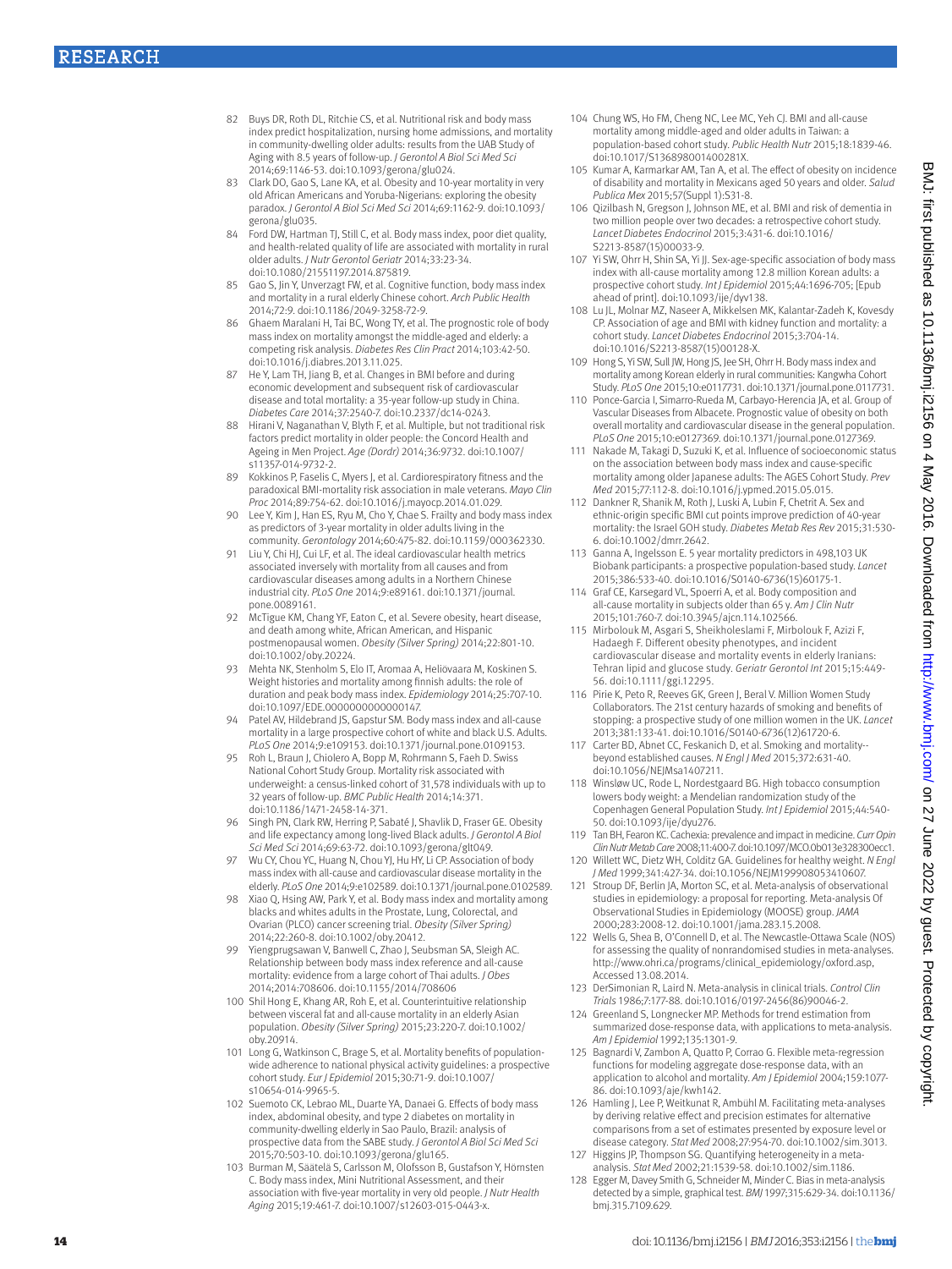82 Buys DR, Roth DL, Ritchie CS, et al. Nutritional risk and body mass index predict hospitalization, nursing home admissions, and mortality in community-dwelling older adults: results from the UAB Study of Aging with 8.5 years of follow-up. *J Gerontol A Biol Sci Med Sci* 2014;69:1146-53. doi:10.1093/gerona/glu024.

83 Clark DO, Gao S, Lane KA, et al. Obesity and 10-year mortality in very old African Americans and Yoruba-Nigerians: exploring the obesity paradox. *J Gerontol A Biol Sci Med Sci* 2014;69:1162-9. doi:10.1093/gerona/glu035.

84 Ford DW, Hartman TJ, Still C, et al. Body mass index, poor diet quality, and health-related quality of life are associated with mortality in rural older adults. *J Nutr Gerontol Geriatr* 2014;33:23-34. doi:10.1080/21551197.2014.875819.

85 Gao S, Jin Y, Unverzagt FW, et al. Cognitive function, body mass index and mortality in a rural elderly Chinese cohort. *Arch Public Health* 2014;72:9. doi:10.1186/2049-3258-72-9.

86 Ghaem Maralani H, Tai BC, Wong TY, et al. The prognostic role of body mass index on mortality amongst the middle-aged and elderly: a competing risk analysis. *Diabetes Res Clin Pract* 2014;103:42-50. doi:10.1016/j.diabres.2013.11.025.

87 He Y, Lam TH, Jiang B, et al. Changes in BMI before and during economic development and subsequent risk of cardiovascular disease and total mortality: a 35-year follow-up study in China. *Diabetes Care* 2014;37:2540-7. doi:10.2337/dc14-0243.

88 Hirani V, Naganathan V, Blyth F, et al. Multiple, but not traditional risk factors predict mortality in older people: the Concord Health and Ageing in Men Project. *Age (Dordr)* 2014;36:9732. doi:10.1007/s11357-014-9732-2.

89 Kokkinos P, Faselis C, Myers J, et al. Cardiorespiratory fitness and the paradoxical BMI-mortality risk association in male veterans. *Mayo Clin Proc* 2014;89:754-62. doi:10.1016/j.mayocp.2014.01.029.

90 Lee Y, Kim J, Han ES, Ryu M, Cho Y, Chae S. Frailty and body mass index as predictors of 3-year mortality in older adults living in the community. *Gerontology* 2014;60:475-82. doi:10.1159/000362330.

91 Liu Y, Chi HJ, Cui LF, et al. The ideal cardiovascular health metrics associated inversely with mortality from all causes and from cardiovascular diseases among adults in a Northern Chinese industrial city. *PLoS One* 2014;9:e89161. doi:10.1371/journal.pone.0089161.

92 McTigue KM, Chang YF, Eaton C, et al. Severe obesity, heart disease, and death among white, African American, and Hispanic postmenopausal women. *Obesity (Silver Spring)* 2014;22:801-10. doi:10.1002/oby.20224.

93 Mehta NK, Stenholm S, Elo IT, Aromaa A, Heliövaara M, Koskinen S. Weight histories and mortality among finnish adults: the role of duration and peak body mass index. *Epidemiology* 2014;25:707-10. doi:10.1097/EDE.0000000000000147.

94 Patel AV, Hildebrand JS, Gapstur SM. Body mass index and all-cause mortality in a large prospective cohort of white and black U.S. Adults. *PLoS One* 2014;9:e109153. doi:10.1371/journal.pone.0109153.

95 Roh L, Braun J, Chiolero A, Bopp M, Rohrmann S, Faeh D. Swiss National Cohort Study Group. Mortality risk associated with underweight: a census-linked cohort of 31,578 individuals with up to 32 years of follow-up. *BMC Public Health* 2014;14:371. doi:10.1186/1471-2458-14-371.

96 Singh PN, Clark RW, Herring P, Sabaté J, Shavlik D, Fraser GE. Obesity and life expectancy among long-lived Black adults. *J Gerontol A Biol Sci Med Sci* 2014;69:63-72. doi:10.1093/gerona/glt049.

97 Wu CY, Chou YC, Huang N, Chou YJ, Hu HY, Li CP. Association of body mass index with all-cause and cardiovascular disease mortality in the elderly. *PLoS One* 2014;9:e102589. doi:10.1371/journal.pone.0102589.

98 Xiao Q, Hsing AW, Park Y, et al. Body mass index and mortality among blacks and whites adults in the Prostate, Lung, Colorectal, and Ovarian (PLCO) cancer screening trial. *Obesity (Silver Spring)* 2014;22:260-8. doi:10.1002/oby.20412.

99 Yiengprugsawan V, Banwell C, Zhao J, Seubsman SA, Sleigh AC. Relationship between body mass index reference and all-cause mortality: evidence from a large cohort of Thai adults. *J Obes* 2014;2014:708606. doi:10.1155/2014/708606

100 Shil Hong E, Khang AR, Roh E, et al. Counterintuitive relationship between visceral fat and all-cause mortality in an elderly Asian population. *Obesity (Silver Spring)* 2015;23:220-7. doi:10.1002/oby.20914.

101 Long G, Watkinson C, Brage S, et al. Mortality benefits of population-wide adherence to national physical activity guidelines: a prospective cohort study. *Eur J Epidemiol* 2015;30:71-9. doi:10.1007/s10654-014-9965-5.

102 Suemoto CK, Lebrao ML, Duarte YA, Danaei G. Effects of body mass index, abdominal obesity, and type 2 diabetes on mortality in community-dwelling elderly in Sao Paulo, Brazil: analysis of prospective data from the SABE study. *J Gerontol A Biol Sci Med Sci* 2015;70:503-10. doi:10.1093/gerona/glu165.

103 Burman M, Säätelä S, Carlsson M, Olofsson B, Gustafson Y, Hörnsten C. Body mass index, Mini Nutritional Assessment, and their association with five-year mortality in very old people. *J Nutr Health Aging* 2015;19:461-7. doi:10.1007/s12603-015-0443-x.

104 Chung WS, Ho FM, Cheng NC, Lee MC, Yeh CJ. BMI and all-cause mortality among middle-aged and older adults in Taiwan: a population-based cohort study. *Public Health Nutr* 2015;18:1839-46. doi:10.1017/S136898001400281X.

105 Kumar A, Karmarkar AM, Tan A, et al. The effect of obesity on incidence of disability and mortality in Mexicans aged 50 years and older. *Salud Publica Mex* 2015;57(Suppl 1):S31-8.

106 Qizilbash N, Gregson J, Johnson ME, et al. BMI and risk of dementia in two million people over two decades: a retrospective cohort study. *Lancet Diabetes Endocrinol* 2015;3:431-6. doi:10.1016/S2213-8587(15)00033-9.

107 Yi SW, Ohrr H, Shin SA, Yi JJ. Sex-age-specific association of body mass index with all-cause mortality among 12.8 million Korean adults: a prospective cohort study. *Int J Epidemiol* 2015;44:1696-705; [Epub ahead of print]. doi:10.1093/ije/dyv138.

108 Lu JL, Molnar MZ, Naseer A, Mikkelsen MK, Kalantar-Zadeh K, Kovesdy CP. Association of age and BMI with kidney function and mortality: a cohort study. *Lancet Diabetes Endocrinol* 2015;3:704-14. doi:10.1016/S2213-8587(15)00128-X.

109 Hong S, Yi SW, Sull JW, Hong JS, Jee SH, Ohrr H. Body mass index and mortality among Korean elderly in rural communities: Kangwha Cohort Study. *PLoS One* 2015;10:e0117731. doi:10.1371/journal.pone.0117731.

110 Ponce-Garcia I, Simarro-Rueda M, Carbayo-Herencia JA, et al. Group of Vascular Diseases from Albacete. Prognostic value of obesity on both overall mortality and cardiovascular disease in the general population. *PLoS One* 2015;10:e0127369. doi:10.1371/journal.pone.0127369.

111 Nakade M, Takagi D, Suzuki K, et al. Influence of socioeconomic status on the association between body mass index and cause-specific mortality among older Japanese adults: The AGES Cohort Study. *Prev Med* 2015;77:112-8. doi:10.1016/j.ypmed.2015.05.015.

112 Dankner R, Shanik M, Roth J, Luski A, Lubin F, Chetrit A. Sex and ethnic-origin specific BMI cut points improve prediction of 40-year mortality: the Israel GOH study. *Diabetes Metab Res Rev* 2015;31:530-6. doi:10.1002/dmrr.2642.

113 Ganna A, Ingelsson E. 5 year mortality predictors in 498,103 UK Biobank participants: a prospective population-based study. *Lancet* 2015;386:533-40. doi:10.1016/S0140-6736(15)60175-1.

114 Graf CE, Karsegard VL, Spoerri A, et al. Body composition and all-cause mortality in subjects older than 65 y. *Am J Clin Nutr* 2015;101:760-7. doi:10.3945/ajcn.114.102566.

115 Mirbolouk M, Asgari S, Sheikholeslami F, Mirbolouk F, Azizi F, Hadaegh F. Different obesity phenotypes, and incident cardiovascular disease and mortality events in elderly Iranians: Tehran lipid and glucose study. *Geriatr Gerontol Int* 2015;15:449-56. doi:10.1111/ggi.12295.

116 Pirie K, Peto R, Reeves GK, Green J, Beral V. Million Women Study Collaborators. The 21st century hazards of smoking and benefits of stopping: a prospective study of one million women in the UK. *Lancet* 2013;381:133-41. doi:10.1016/S0140-6736(12)61720-6.

117 Carter BD, Abnet CC, Feskanich D, et al. Smoking and mortality--beyond established causes. *N Engl J Med* 2015;372:631-40. doi:10.1056/NEJMsa1407211.

118 Winsløw UC, Rode L, Nordestgaard BG. High tobacco consumption lowers body weight: a Mendelian randomization study of the Copenhagen General Population Study. *Int J Epidemiol* 2015;44:540-50. doi:10.1093/ije/dyu276.

119 Tan BH, Fearon KC. Cachexia: prevalence and impact in medicine. *Curr Opin Clin Nutr Metab Care* 2008;11:400-7. doi:10.1097/MCO.0b013e328300ecc1.

120 Willett WC, Dietz WH, Colditz GA. Guidelines for healthy weight. *N Engl J Med* 1999;341:427-34. doi:10.1056/NEJM199908053410607.

121 Stroup DF, Berlin JA, Morton SC, et al. Meta-analysis of observational studies in epidemiology: a proposal for reporting. Meta-analysis Of Observational Studies in Epidemiology (MOOSE) group. *JAMA* 2000;283:2008-12. doi:10.1001/jama.283.15.2008.

122 Wells G, Shea B, O'Connell D, et al. The Newcastle-Ottawa Scale (NOS) for assessing the quality of nonrandomised studies in meta-analyses. http://www.ohri.ca/programs/clinical_epidemiology/oxford.asp, Accessed 13.08.2014.

123 DerSimonian R, Laird N. Meta-analysis in clinical trials. *Control Clin Trials* 1986;7:177-88. doi:10.1016/0197-2456(86)90046-2.

124 Greenland S, Longnecker MP. Methods for trend estimation from summarized dose-response data, with applications to meta-analysis. *Am J Epidemiol* 1992;135:1301-9.

125 Bagnardi V, Zambon A, Quatto P, Corrao G. Flexible meta-regression functions for modeling aggregate dose-response data, with an application to alcohol and mortality. *Am J Epidemiol* 2004;159:1077-86. doi:10.1093/aje/kwh142.

126 Hamling J, Lee P, Weitkunat R, Ambühl M. Facilitating meta-analyses by deriving relative effect and precision estimates for alternative comparisons from a set of estimates presented by exposure level or disease category. *Stat Med* 2008;27:954-70. doi:10.1002/sim.3013.

127 Higgins JP, Thompson SG. Quantifying heterogeneity in a meta-analysis. *Stat Med* 2002;21:1539-58. doi:10.1002/sim.1186.

128 Egger M, Davey Smith G, Schneider M, Minder C. Bias in meta-analysis detected by a simple, graphical test. *BMJ* 1997;315:629-34. doi:10.1136/bmj.315.7109.629.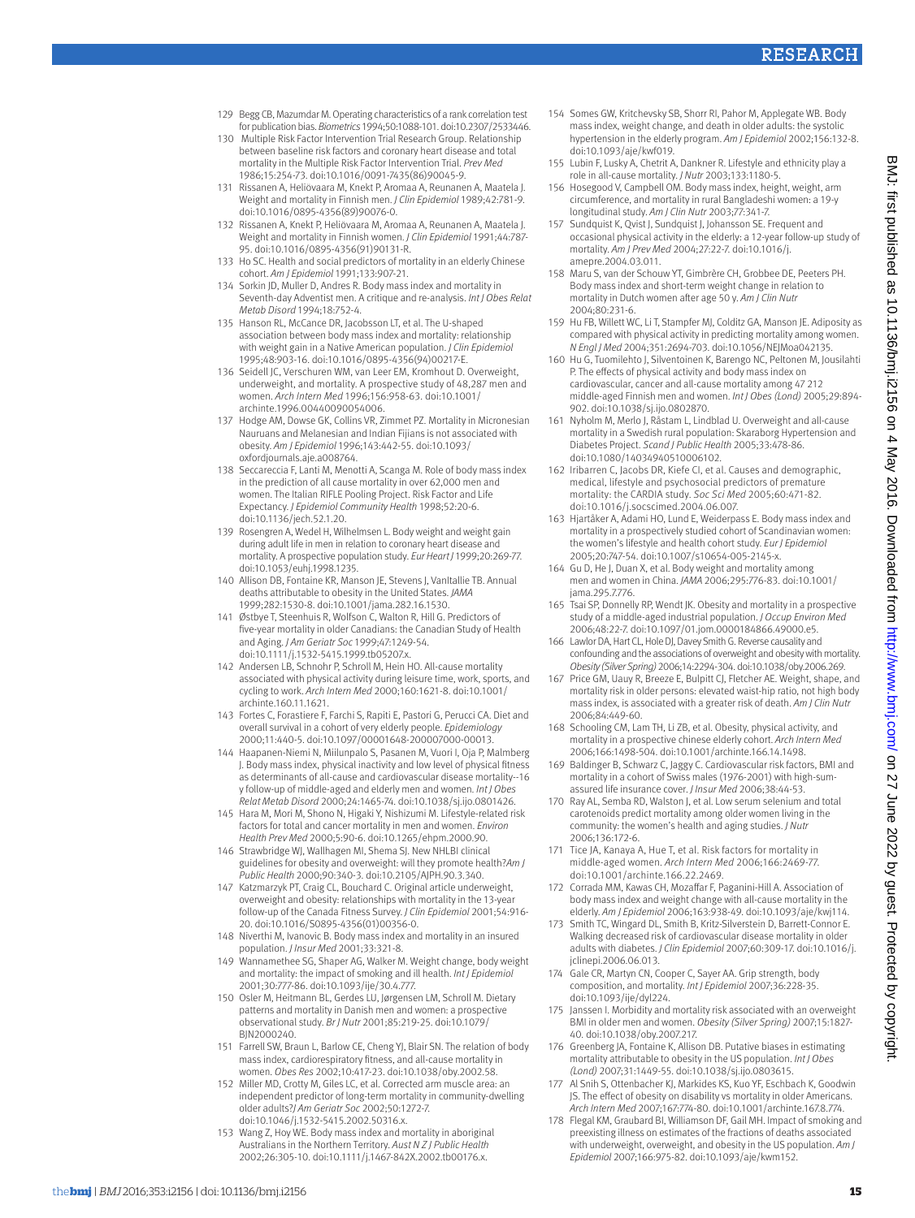129 Begg CB, Mazumdar M. Operating characteristics of a rank correlation test for publication bias. *Biometrics* 1994;50:1088-101. doi:10.2307/2533446.

130 Multiple Risk Factor Intervention Trial Research Group. Relationship between baseline risk factors and coronary heart disease and total mortality in the Multiple Risk Factor Intervention Trial. *Prev Med* 1986;15:254-73. doi:10.1016/0091-7435(86)90045-9.

131 Rissanen A, Heliövaara M, Knekt P, Aromaa A, Reunanen A, Maatela J. Weight and mortality in Finnish men. *J Clin Epidemiol* 1989;42:781-9. doi:10.1016/0895-4356(89)90076-0.

132 Rissanen A, Knekt P, Heliövaara M, Aromaa A, Reunanen A, Maatela J. Weight and mortality in Finnish women. *J Clin Epidemiol* 1991;44:787-95. doi:10.1016/0895-4356(91)90131-R.

133 Ho SC. Health and social predictors of mortality in an elderly Chinese cohort. *Am J Epidemiol* 1991;133:907-21.

134 Sorkin JD, Muller D, Andres R. Body mass index and mortality in Seventh-day Adventist men. A critique and re-analysis. *Int J Obes Relat Metab Disord* 1994;18:752-4.

135 Hanson RL, McCance DR, Jacobsson LT, et al. The U-shaped association between body mass index and mortality: relationship with weight gain in a Native American population. *J Clin Epidemiol* 1995;48:903-16. doi:10.1016/0895-4356(94)00217-E.

136 Seidell JC, Verschuren WM, van Leer EM, Kromhout D. Overweight, underweight, and mortality. A prospective study of 48,287 men and women. *Arch Intern Med* 1996;156:958-63. doi:10.1001/archinte.1996.00440090054006.

137 Hodge AM, Dowse GK, Collins VR, Zimmet PZ. Mortality in Micronesian Nauruans and Melanesian and Indian Fijians is not associated with obesity. *Am J Epidemiol* 1996;143:442-55. doi:10.1093/oxfordjournals.aje.a008764.

138 Seccareccia F, Lanti M, Menotti A, Scanga M. Role of body mass index in the prediction of all cause mortality in over 62,000 men and women. The Italian RIFLE Pooling Project. Risk Factor and Life Expectancy. *J Epidemiol Community Health* 1998;52:20-6. doi:10.1136/jech.52.1.20.

139 Rosengren A, Wedel H, Wilhelmsen L. Body weight and weight gain during adult life in men in relation to coronary heart disease and mortality. A prospective population study. *Eur Heart J* 1999;20:269-77. doi:10.1053/euhj.1998.1235.

140 Allison DB, Fontaine KR, Manson JE, Stevens J, VanItallie TB. Annual deaths attributable to obesity in the United States. *JAMA* 1999;282:1530-8. doi:10.1001/jama.282.16.1530.

141 Østbye T, Steenhuis R, Wolfson C, Walton R, Hill G. Predictors of five-year mortality in older Canadians: the Canadian Study of Health and Aging. *J Am Geriatr Soc* 1999;47:1249-54. doi:10.1111/j.1532-5415.1999.tb05207.x.

142 Andersen LB, Schnohr P, Schroll M, Hein HO. All-cause mortality associated with physical activity during leisure time, work, sports, and cycling to work. *Arch Intern Med* 2000;160:1621-8. doi:10.1001/archinte.160.11.1621.

143 Fortes C, Forastiere F, Farchi S, Rapiti E, Pastori G, Perucci CA. Diet and overall survival in a cohort of very elderly people. *Epidemiology* 2000;11:440-5. doi:10.1097/00001648-200007000-00013.

144 Haapanen-Niemi N, Miilunpalo S, Pasanen M, Vuori I, Oja P, Malmberg J. Body mass index, physical inactivity and low level of physical fitness as determinants of all-cause and cardiovascular disease mortality--16 y follow-up of middle-aged and elderly men and women. *Int J Obes Relat Metab Disord* 2000;24:1465-74. doi:10.1038/sj.ijo.0801426.

145 Hara M, Mori M, Shono N, Higaki Y, Nishizumi M. Lifestyle-related risk factors for total and cancer mortality in men and women. *Environ Health Prev Med* 2000;5:90-6. doi:10.1265/ehpm.2000.90.

146 Strawbridge WJ, Wallhagen MI, Shema SJ. New NHLBI clinical guidelines for obesity and overweight: will they promote health?*Am J Public Health* 2000;90:340-3. doi:10.2105/AJPH.90.3.340.

147 Katzmarzyk PT, Craig CL, Bouchard C. Original article underweight, overweight and obesity: relationships with mortality in the 13-year follow-up of the Canada Fitness Survey. *J Clin Epidemiol* 2001;54:916-20. doi:10.1016/S0895-4356(01)00356-0.

148 Niverthi M, Ivanovic B. Body mass index and mortality in an insured population. *J Insur Med* 2001;33:321-8.

149 Wannamethee SG, Shaper AG, Walker M. Weight change, body weight and mortality: the impact of smoking and ill health. *Int J Epidemiol* 2001;30:777-86. doi:10.1093/ije/30.4.777.

150 Osler M, Heitmann BL, Gerdes LU, Jørgensen LM, Schroll M. Dietary patterns and mortality in Danish men and women: a prospective observational study. *Br J Nutr* 2001;85:219-25. doi:10.1079/BJN2000240.

151 Farrell SW, Braun L, Barlow CE, Cheng YJ, Blair SN. The relation of body mass index, cardiorespiratory fitness, and all-cause mortality in women. *Obes Res* 2002;10:417-23. doi:10.1038/oby.2002.58.

152 Miller MD, Crotty M, Giles LC, et al. Corrected arm muscle area: an independent predictor of long-term mortality in community-dwelling older adults?*J Am Geriatr Soc* 2002;50:1272-7. doi:10.1046/j.1532-5415.2002.50316.x.

153 Wang Z, Hoy WE. Body mass index and mortality in aboriginal Australians in the Northern Territory. *Aust N Z J Public Health* 2002;26:305-10. doi:10.1111/j.1467-842X.2002.tb00176.x.

154 Somes GW, Kritchevsky SB, Shorr RI, Pahor M, Applegate WB. Body mass index, weight change, and death in older adults: the systolic hypertension in the elderly program. *Am J Epidemiol* 2002;156:132-8. doi:10.1093/aje/kwf019.

155 Lubin F, Lusky A, Chetrit A, Dankner R. Lifestyle and ethnicity play a role in all-cause mortality. *J Nutr* 2003;133:1180-5.

156 Hosegood V, Campbell OM. Body mass index, height, weight, arm circumference, and mortality in rural Bangladeshi women: a 19-y longitudinal study. *Am J Clin Nutr* 2003;77:341-7.

157 Sundquist K, Qvist J, Sundquist J, Johansson SE. Frequent and occasional physical activity in the elderly: a 12-year follow-up study of mortality. *Am J Prev Med* 2004;27:22-7. doi:10.1016/j.amepre.2004.03.011.

158 Maru S, van der Schouw YT, Gimbrère CH, Grobbee DE, Peeters PH. Body mass index and short-term weight change in relation to mortality in Dutch women after age 50 y. *Am J Clin Nutr* 2004;80:231-6.

159 Hu FB, Willett WC, Li T, Stampfer MJ, Colditz GA, Manson JE. Adiposity as compared with physical activity in predicting mortality among women. *N Engl J Med* 2004;351:2694-703. doi:10.1056/NEJMoa042135.

160 Hu G, Tuomilehto J, Silventoinen K, Barengo NC, Peltonen M, Jousilahti P. The effects of physical activity and body mass index on cardiovascular, cancer and all-cause mortality among 47 212 middle-aged Finnish men and women. *Int J Obes (Lond)* 2005;29:894-902. doi:10.1038/sj.ijo.0802870.

161 Nyholm M, Merlo J, Råstam L, Lindblad U. Overweight and all-cause mortality in a Swedish rural population: Skaraborg Hypertension and Diabetes Project. *Scand J Public Health* 2005;33:478-86. doi:10.1080/14034940510006102.

162 Iribarren C, Jacobs DR, Kiefe CI, et al. Causes and demographic, medical, lifestyle and psychosocial predictors of premature mortality: the CARDIA study. *Soc Sci Med* 2005;60:471-82. doi:10.1016/j.socscimed.2004.06.007.

163 Hjartåker A, Adami HO, Lund E, Weiderpass E. Body mass index and mortality in a prospectively studied cohort of Scandinavian women: the women's lifestyle and health cohort study. *Eur J Epidemiol* 2005;20:747-54. doi:10.1007/s10654-005-2145-x.

164 Gu D, He J, Duan X, et al. Body weight and mortality among men and women in China. *JAMA* 2006;295:776-83. doi:10.1001/jama.295.7.776.

165 Tsai SP, Donnelly RP, Wendt JK. Obesity and mortality in a prospective study of a middle-aged industrial population. *J Occup Environ Med* 2006;48:22-7. doi:10.1097/01.jom.0000184866.49000.e5.

166 Lawlor DA, Hart CL, Hole DJ, Davey Smith G. Reverse causality and confounding and the associations of overweight and obesity with mortality. *Obesity (Silver Spring)* 2006;14:2294-304. doi:10.1038/oby.2006.269.

167 Price GM, Uauy R, Breeze E, Bulpitt CJ, Fletcher AE. Weight, shape, and mortality risk in older persons: elevated waist-hip ratio, not high body mass index, is associated with a greater risk of death. *Am J Clin Nutr* 2006;84:449-60.

168 Schooling CM, Lam TH, Li ZB, et al. Obesity, physical activity, and mortality in a prospective chinese elderly cohort. *Arch Intern Med* 2006;166:1498-504. doi:10.1001/archinte.166.14.1498.

169 Baldinger B, Schwarz C, Jaggy C. Cardiovascular risk factors, BMI and mortality in a cohort of Swiss males (1976-2001) with high-sum-assured life insurance cover. *J Insur Med* 2006;38:44-53.

170 Ray AL, Semba RD, Walston J, et al. Low serum selenium and total carotenoids predict mortality among older women living in the community: the women's health and aging studies. *J Nutr* 2006;136:172-6.

171 Tice JA, Kanaya A, Hue T, et al. Risk factors for mortality in middle-aged women. *Arch Intern Med* 2006;166:2469-77. doi:10.1001/archinte.166.22.2469.

172 Corrada MM, Kawas CH, Mozaffar F, Paganini-Hill A. Association of body mass index and weight change with all-cause mortality in the elderly. *Am J Epidemiol* 2006;163:938-49. doi:10.1093/aje/kwj114.

173 Smith TC, Wingard DL, Smith B, Kritz-Silverstein D, Barrett-Connor E. Walking decreased risk of cardiovascular disease mortality in older adults with diabetes. *J Clin Epidemiol* 2007;60:309-17. doi:10.1016/j.jclinepi.2006.06.013.

174 Gale CR, Martyn CN, Cooper C, Sayer AA. Grip strength, body composition, and mortality. *Int J Epidemiol* 2007;36:228-35. doi:10.1093/ije/dyl224.

175 Janssen I. Morbidity and mortality risk associated with an overweight BMI in older men and women. *Obesity (Silver Spring)* 2007;15:1827-40. doi:10.1038/oby.2007.217.

176 Greenberg JA, Fontaine K, Allison DB. Putative biases in estimating mortality attributable to obesity in the US population. *Int J Obes (Lond)* 2007;31:1449-55. doi:10.1038/sj.ijo.0803615.

177 Al Snih S, Ottenbacher KJ, Markides KS, Kuo YF, Eschbach K, Goodwin JS. The effect of obesity on disability vs mortality in older Americans. *Arch Intern Med* 2007;167:774-80. doi:10.1001/archinte.167.8.774.

178 Flegal KM, Graubard BI, Williamson DF, Gail MH. Impact of smoking and preexisting illness on estimates of the fractions of deaths associated with underweight, overweight, and obesity in the US population. *Am J Epidemiol* 2007;166:975-82. doi:10.1093/aje/kwm152.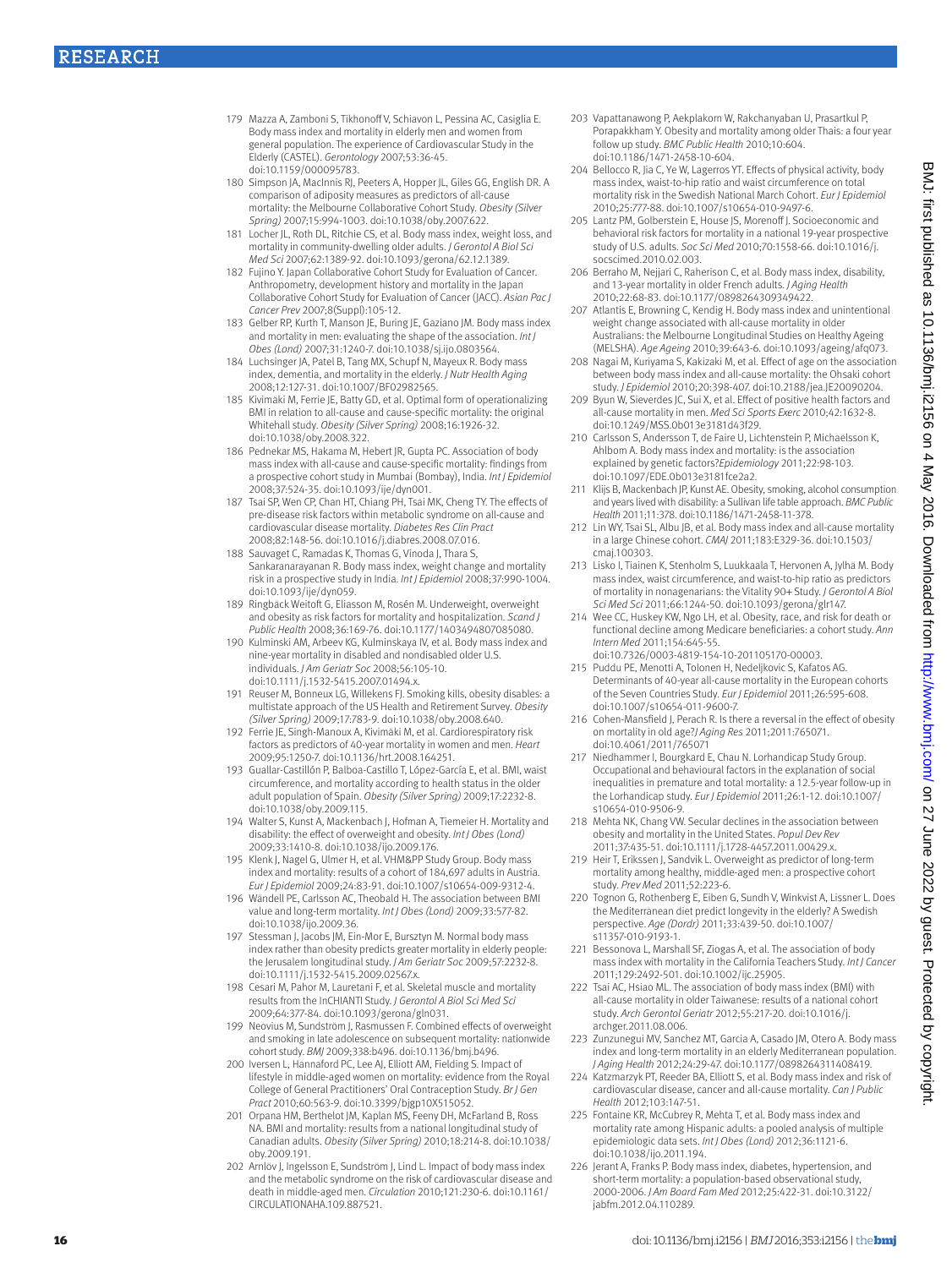179 Mazza A, Zamboni S, Tikhonoff V, Schiavon L, Pessina AC, Casiglia E. Body mass index and mortality in elderly men and women from general population. The experience of Cardiovascular Study in the Elderly (CASTEL). *Gerontology* 2007;53:36-45. doi:10.1159/000095783.

180 Simpson JA, MacInnis RJ, Peeters A, Hopper JL, Giles GG, English DR. A comparison of adiposity measures as predictors of all-cause mortality: the Melbourne Collaborative Cohort Study. *Obesity (Silver Spring)* 2007;15:994-1003. doi:10.1038/oby.2007.622.

181 Locher JL, Roth DL, Ritchie CS, et al. Body mass index, weight loss, and mortality in community-dwelling older adults. *J Gerontol A Biol Sci Med Sci* 2007;62:1389-92. doi:10.1093/gerona/62.12.1389.

182 Fujino Y. Japan Collaborative Cohort Study for Evaluation of Cancer. Anthropometry, development history and mortality in the Japan Collaborative Cohort Study for Evaluation of Cancer (JACC). *Asian Pac J Cancer Prev* 2007;8(Suppl):105-12.

183 Gelber RP, Kurth T, Manson JE, Buring JE, Gaziano JM. Body mass index and mortality in men: evaluating the shape of the association. *Int J Obes (Lond)* 2007;31:1240-7. doi:10.1038/sj.ijo.0803564.

184 Luchsinger JA, Patel B, Tang MX, Schupf N, Mayeux R. Body mass index, dementia, and mortality in the elderly. *J Nutr Health Aging* 2008;12:127-31. doi:10.1007/BF02982565.

185 Kivimäki M, Ferrie JE, Batty GD, et al. Optimal form of operationalizing BMI in relation to all-cause and cause-specific mortality: the original Whitehall study. *Obesity (Silver Spring)* 2008;16:1926-32. doi:10.1038/oby.2008.322.

186 Pednekar MS, Hakama M, Hebert JR, Gupta PC. Association of body mass index with all-cause and cause-specific mortality: findings from a prospective cohort study in Mumbai (Bombay), India. *Int J Epidemiol* 2008;37:524-35. doi:10.1093/ije/dyn001.

187 Tsai SP, Wen CP, Chan HT, Chiang PH, Tsai MK, Cheng TY. The effects of pre-disease risk factors within metabolic syndrome on all-cause and cardiovascular disease mortality. *Diabetes Res Clin Pract* 2008;82:148-56. doi:10.1016/j.diabres.2008.07.016.

188 Sauvaget C, Ramadas K, Thomas G, Vinoda J, Thara S, Sankaranarayanan R. Body mass index, weight change and mortality risk in a prospective study in India. *Int J Epidemiol* 2008;37:990-1004. doi:10.1093/ije/dyn059.

189 Ringbäck Weitoft G, Eliasson M, Rosén M. Underweight, overweight and obesity as risk factors for mortality and hospitalization. *Scand J Public Health* 2008;36:169-76. doi:10.1177/1403494807085080.

190 Kulminski AM, Arbeev KG, Kulminskaya IV, et al. Body mass index and nine-year mortality in disabled and nondisabled older U.S. individuals. *J Am Geriatr Soc* 2008;56:105-10. doi:10.1111/j.1532-5415.2007.01494.x.

191 Reuser M, Bonneux LG, Willekens FJ. Smoking kills, obesity disables: a multistate approach of the US Health and Retirement Survey. *Obesity (Silver Spring)* 2009;17:783-9. doi:10.1038/oby.2008.640.

192 Ferrie JE, Singh-Manoux A, Kivimäki M, et al. Cardiorespiratory risk factors as predictors of 40-year mortality in women and men. *Heart* 2009;95:1250-7. doi:10.1136/hrt.2008.164251.

193 Guallar-Castillón P, Balboa-Castillo T, López-García E, et al. BMI, waist circumference, and mortality according to health status in the older adult population of Spain. *Obesity (Silver Spring)* 2009;17:2232-8. doi:10.1038/oby.2009.115.

194 Walter S, Kunst A, Mackenbach J, Hofman A, Tiemeier H. Mortality and disability: the effect of overweight and obesity. *Int J Obes (Lond)* 2009;33:1410-8. doi:10.1038/ijo.2009.176.

195 Klenk J, Nagel G, Ulmer H, et al. VHM&PP Study Group. Body mass index and mortality: results of a cohort of 184,697 adults in Austria. *Eur J Epidemiol* 2009;24:83-91. doi:10.1007/s10654-009-9312-4.

196 Wändell PE, Carlsson AC, Theobald H. The association between BMI value and long-term mortality. *Int J Obes (Lond)* 2009;33:577-82. doi:10.1038/ijo.2009.36.

197 Stessman J, Jacobs JM, Ein-Mor E, Bursztyn M. Normal body mass index rather than obesity predicts greater mortality in elderly people: the Jerusalem longitudinal study. *J Am Geriatr Soc* 2009;57:2232-8. doi:10.1111/j.1532-5415.2009.02567.x.

198 Cesari M, Pahor M, Lauretani F, et al. Skeletal muscle and mortality results from the InCHIANTI Study. *J Gerontol A Biol Sci Med Sci* 2009;64:377-84. doi:10.1093/gerona/gln031.

199 Neovius M, Sundström J, Rasmussen F. Combined effects of overweight and smoking in late adolescence on subsequent mortality: nationwide cohort study. *BMJ* 2009;338:b496. doi:10.1136/bmj.b496.

200 Iversen L, Hannaford PC, Lee AJ, Elliott AM, Fielding S. Impact of lifestyle in middle-aged women on mortality: evidence from the Royal College of General Practitioners' Oral Contraception Study. *Br J Gen Pract* 2010;60:563-9. doi:10.3399/bjgp10X515052.

201 Orpana HM, Berthelot JM, Kaplan MS, Feeny DH, McFarland B, Ross NA. BMI and mortality: results from a national longitudinal study of Canadian adults. *Obesity (Silver Spring)* 2010;18:214-8. doi:10.1038/oby.2009.191.

202 Arnlöv J, Ingelsson E, Sundström J, Lind L. Impact of body mass index and the metabolic syndrome on the risk of cardiovascular disease and death in middle-aged men. *Circulation* 2010;121:230-6. doi:10.1161/CIRCULATIONAHA.109.887521.

203 Vapattanawong P, Aekplakorn W, Rakchanyaban U, Prasartkul P, Porapakkham Y. Obesity and mortality among older Thais: a four year follow up study. *BMC Public Health* 2010;10:604. doi:10.1186/1471-2458-10-604.

204 Bellocco R, Jia C, Ye W, Lagerros YT. Effects of physical activity, body mass index, waist-to-hip ratio and waist circumference on total mortality risk in the Swedish National March Cohort. *Eur J Epidemiol* 2010;25:777-88. doi:10.1007/s10654-010-9497-6.

205 Lantz PM, Golberstein E, House JS, Morenoff J. Socioeconomic and behavioral risk factors for mortality in a national 19-year prospective study of U.S. adults. *Soc Sci Med* 2010;70:1558-66. doi:10.1016/j.socscimed.2010.02.003.

206 Berraho M, Nejjari C, Raherison C, et al. Body mass index, disability, and 13-year mortality in older French adults. *J Aging Health* 2010;22:68-83. doi:10.1177/0898264309349422.

207 Atlantis E, Browning C, Kendig H. Body mass index and unintentional weight change associated with all-cause mortality in older Australians: the Melbourne Longitudinal Studies on Healthy Ageing (MELSHA). *Age Ageing* 2010;39:643-6. doi:10.1093/ageing/afq073.

208 Nagai M, Kuriyama S, Kakizaki M, et al. Effect of age on the association between body mass index and all-cause mortality: the Ohsaki cohort study. *J Epidemiol* 2010;20:398-407. doi:10.2188/jea.JE20090204.

209 Byun W, Sieverdes JC, Sui X, et al. Effect of positive health factors and all-cause mortality in men. *Med Sci Sports Exerc* 2010;42:1632-8. doi:10.1249/MSS.0b013e3181d43f29.

210 Carlsson S, Andersson T, de Faire U, Lichtenstein P, Michaëlsson K, Ahlbom A. Body mass index and mortality: is the association explained by genetic factors?*Epidemiology* 2011;22:98-103. doi:10.1097/EDE.0b013e3181fce2a2.

211 Klijs B, Mackenbach JP, Kunst AE. Obesity, smoking, alcohol consumption and years lived with disability: a Sullivan life table approach. *BMC Public Health* 2011;11:378. doi:10.1186/1471-2458-11-378.

212 Lin WY, Tsai SL, Albu JB, et al. Body mass index and all-cause mortality in a large Chinese cohort. *CMAJ* 2011;183:E329-36. doi:10.1503/cmaj.100303.

213 Lisko I, Tiainen K, Stenholm S, Luukkaala T, Hervonen A, Jylhä M. Body mass index, waist circumference, and waist-to-hip ratio as predictors of mortality in nonagenarians: the Vitality 90+ Study. *J Gerontol A Biol Sci Med Sci* 2011;66:1244-50. doi:10.1093/gerona/glr147.

214 Wee CC, Huskey KW, Ngo LH, et al. Obesity, race, and risk for death or functional decline among Medicare beneficiaries: a cohort study. *Ann Intern Med* 2011;154:645-55. doi:10.7326/0003-4819-154-10-201105170-00003.

215 Puddu PE, Menotti A, Tolonen H, Nedeljkovic S, Kafatos AG. Determinants of 40-year all-cause mortality in the European cohorts of the Seven Countries Study. *Eur J Epidemiol* 2011;26:595-608. doi:10.1007/s10654-011-9600-7.

216 Cohen-Mansfield J, Perach R. Is there a reversal in the effect of obesity on mortality in old age?*J Aging Res* 2011;2011:765071. doi:10.4061/2011/765071

217 Niedhammer I, Bourgkard E, Chau N. Lorhandicap Study Group. Occupational and behavioural factors in the explanation of social inequalities in premature and total mortality: a 12.5-year follow-up in the Lorhandicap study. *Eur J Epidemiol* 2011;26:1-12. doi:10.1007/s10654-010-9506-9.

218 Mehta NK, Chang VW. Secular declines in the association between obesity and mortality in the United States. *Popul Dev Rev* 2011;37:435-51. doi:10.1111/j.1728-4457.2011.00429.x.

219 Heir T, Erikssen J, Sandvik L. Overweight as predictor of long-term mortality among healthy, middle-aged men: a prospective cohort study. *Prev Med* 2011;52:223-6.

220 Tognon G, Rothenberg E, Eiben G, Sundh V, Winkvist A, Lissner L. Does the Mediterranean diet predict longevity in the elderly? A Swedish perspective. *Age (Dordr)* 2011;33:439-50. doi:10.1007/s11357-010-9193-1.

221 Bessonova L, Marshall SF, Ziogas A, et al. The association of body mass index with mortality in the California Teachers Study. *Int J Cancer* 2011;129:2492-501. doi:10.1002/ijc.25905.

222 Tsai AC, Hsiao ML. The association of body mass index (BMI) with all-cause mortality in older Taiwanese: results of a national cohort study. *Arch Gerontol Geriatr* 2012;55:217-20. doi:10.1016/j.archger.2011.08.006.

223 Zunzunegui MV, Sanchez MT, Garcia A, Casado JM, Otero A. Body mass index and long-term mortality in an elderly Mediterranean population. *J Aging Health* 2012;24:29-47. doi:10.1177/0898264311408419.

224 Katzmarzyk PT, Reeder BA, Elliott S, et al. Body mass index and risk of cardiovascular disease, cancer and all-cause mortality. *Can J Public Health* 2012;103:147-51.

225 Fontaine KR, McCubrey R, Mehta T, et al. Body mass index and mortality rate among Hispanic adults: a pooled analysis of multiple epidemiologic data sets. *Int J Obes (Lond)* 2012;36:1121-6. doi:10.1038/ijo.2011.194.

226 Jerant A, Franks P. Body mass index, diabetes, hypertension, and short-term mortality: a population-based observational study, 2000-2006. *J Am Board Fam Med* 2012;25:422-31. doi:10.3122/jabfm.2012.04.110289.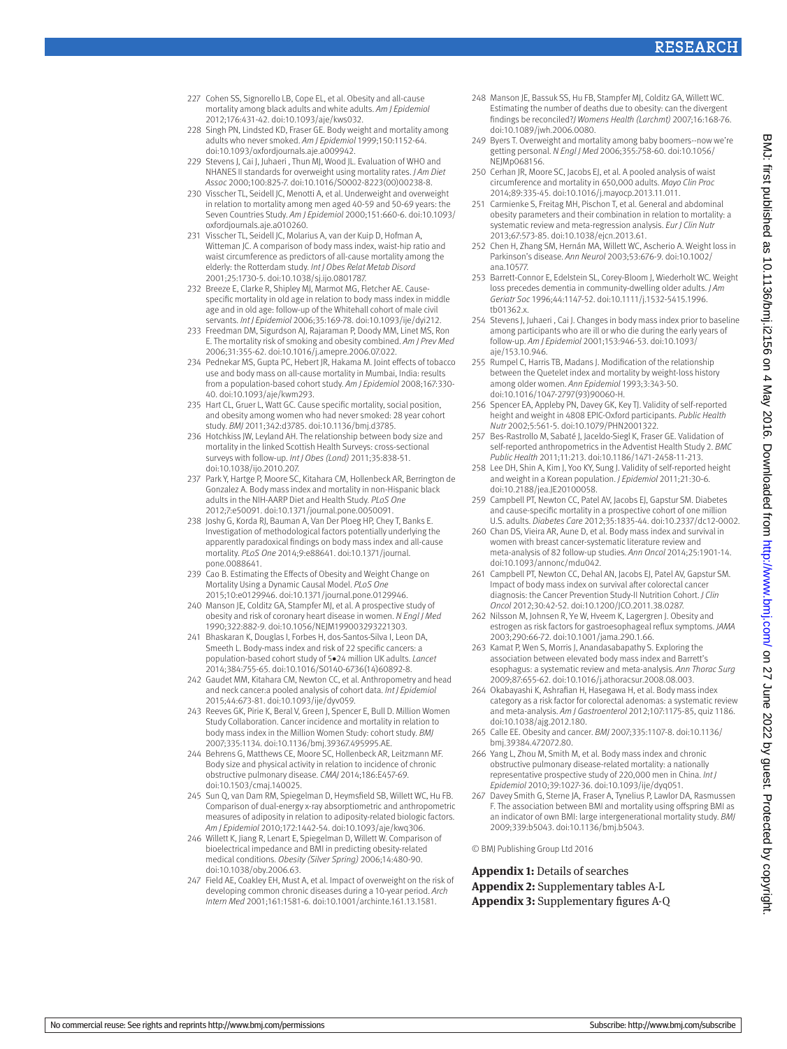227 Cohen SS, Signorello LB, Cope EL, et al. Obesity and all-cause mortality among black adults and white adults. *Am J Epidemiol* 2012;176:431-42. doi:10.1093/aje/kws032.

228 Singh PN, Lindsted KD, Fraser GE. Body weight and mortality among adults who never smoked. *Am J Epidemiol* 1999;150:1152-64. doi:10.1093/oxfordjournals.aje.a009942.

229 Stevens J, Cai J, Juhaeri , Thun MJ, Wood JL. Evaluation of WHO and NHANES II standards for overweight using mortality rates. *J Am Diet Assoc* 2000;100:825-7. doi:10.1016/S0002-8223(00)00238-8.

230 Visscher TL, Seidell JC, Menotti A, et al. Underweight and overweight in relation to mortality among men aged 40-59 and 50-69 years: the Seven Countries Study. *Am J Epidemiol* 2000;151:660-6. doi:10.1093/oxfordjournals.aje.a010260.

231 Visscher TL, Seidell JC, Molarius A, van der Kuip D, Hofman A, Witteman JC. A comparison of body mass index, waist-hip ratio and waist circumference as predictors of all-cause mortality among the elderly: the Rotterdam study. *Int J Obes Relat Metab Disord* 2001;25:1730-5. doi:10.1038/sj.ijo.0801787.

232 Breeze E, Clarke R, Shipley MJ, Marmot MG, Fletcher AE. Cause-specific mortality in old age in relation to body mass index in middle age and in old age: follow-up of the Whitehall cohort of male civil servants. *Int J Epidemiol* 2006;35:169-78. doi:10.1093/ije/dyi212.

233 Freedman DM, Sigurdson AJ, Rajaraman P, Doody MM, Linet MS, Ron E. The mortality risk of smoking and obesity combined. *Am J Prev Med* 2006;31:355-62. doi:10.1016/j.amepre.2006.07.022.

234 Pednekar MS, Gupta PC, Hebert JR, Hakama M. Joint effects of tobacco use and body mass on all-cause mortality in Mumbai, India: results from a population-based cohort study. *Am J Epidemiol* 2008;167:330-40. doi:10.1093/aje/kwm293.

235 Hart CL, Gruer L, Watt GC. Cause specific mortality, social position, and obesity among women who had never smoked: 28 year cohort study. *BMJ* 2011;342:d3785. doi:10.1136/bmj.d3785.

236 Hotchkiss JW, Leyland AH. The relationship between body size and mortality in the linked Scottish Health Surveys: cross-sectional surveys with follow-up. *Int J Obes (Lond)* 2011;35:838-51. doi:10.1038/ijo.2010.207.

237 Park Y, Hartge P, Moore SC, Kitahara CM, Hollenbeck AR, Berrington de Gonzalez A. Body mass index and mortality in non-Hispanic black adults in the NIH-AARP Diet and Health Study. *PLoS One* 2012;7:e50091. doi:10.1371/journal.pone.0050091.

238 Joshy G, Korda RJ, Bauman A, Van Der Ploeg HP, Chey T, Banks E. Investigation of methodological factors potentially underlying the apparently paradoxical findings on body mass index and all-cause mortality. *PLoS One* 2014;9:e88641. doi:10.1371/journal.pone.0088641.

239 Cao B. Estimating the Effects of Obesity and Weight Change on Mortality Using a Dynamic Causal Model. *PLoS One* 2015;10:e0129946. doi:10.1371/journal.pone.0129946.

240 Manson JE, Colditz GA, Stampfer MJ, et al. A prospective study of obesity and risk of coronary heart disease in women. *N Engl J Med* 1990;322:882-9. doi:10.1056/NEJM199003293221303.

241 Bhaskaran K, Douglas I, Forbes H, dos-Santos-Silva I, Leon DA, Smeeth L. Body-mass index and risk of 22 specific cancers: a population-based cohort study of 5•24 million UK adults. *Lancet* 2014;384:755-65. doi:10.1016/S0140-6736(14)60892-8.

242 Gaudet MM, Kitahara CM, Newton CC, et al. Anthropometry and head and neck cancer:a pooled analysis of cohort data. *Int J Epidemiol* 2015;44:673-81. doi:10.1093/ije/dyv059.

243 Reeves GK, Pirie K, Beral V, Green J, Spencer E, Bull D. Million Women Study Collaboration. Cancer incidence and mortality in relation to body mass index in the Million Women Study: cohort study. *BMJ* 2007;335:1134. doi:10.1136/bmj.39367.495995.AE.

244 Behrens G, Matthews CE, Moore SC, Hollenbeck AR, Leitzmann MF. Body size and physical activity in relation to incidence of chronic obstructive pulmonary disease. *CMAJ* 2014;186:E457-69. doi:10.1503/cmaj.140025.

245 Sun Q, van Dam RM, Spiegelman D, Heymsfield SB, Willett WC, Hu FB. Comparison of dual-energy x-ray absorptiometric and anthropometric measures of adiposity in relation to adiposity-related biologic factors. *Am J Epidemiol* 2010;172:1442-54. doi:10.1093/aje/kwq306.

246 Willett K, Jiang R, Lenart E, Spiegelman D, Willett W. Comparison of bioelectrical impedance and BMI in predicting obesity-related medical conditions. *Obesity (Silver Spring)* 2006;14:480-90. doi:10.1038/oby.2006.63.

247 Field AE, Coakley EH, Must A, et al. Impact of overweight on the risk of developing common chronic diseases during a 10-year period. *Arch Intern Med* 2001;161:1581-6. doi:10.1001/archinte.161.13.1581.

248 Manson JE, Bassuk SS, Hu FB, Stampfer MJ, Colditz GA, Willett WC. Estimating the number of deaths due to obesity: can the divergent findings be reconciled?. *Womens Health (Larchmt)* 2007;16:168-76. doi:10.1089/jwh.2006.0080.

249 Byers T. Overweight and mortality among baby boomers--now we're getting personal. *N Engl J Med* 2006;355:758-60. doi:10.1056/NEJMp068156.

250 Cerhan JR, Moore SC, Jacobs EJ, et al. A pooled analysis of waist circumference and mortality in 650,000 adults. *Mayo Clin Proc* 2014;89:335-45. doi:10.1016/j.mayocp.2013.11.011.

251 Carmienke S, Freitag MH, Pischon T, et al. General and abdominal obesity parameters and their combination in relation to mortality: a systematic review and meta-regression analysis. *Eur J Clin Nutr* 2013;67:573-85. doi:10.1038/ejcn.2013.61.

252 Chen H, Zhang SM, Hernán MA, Willett WC, Ascherio A. Weight loss in Parkinson's disease. *Ann Neurol* 2003;53:676-9. doi:10.1002/ana.10577.

253 Barrett-Connor E, Edelstein SL, Corey-Bloom J, Wiederholt WC. Weight loss precedes dementia in community-dwelling older adults. *J Am Geriatr Soc* 1996;44:1147-52. doi:10.1111/j.1532-5415.1996.tb01362.x.

254 Stevens J, Juhaeri , Cai J. Changes in body mass index prior to baseline among participants who are ill or who die during the early years of follow-up. *Am J Epidemiol* 2001;153:946-53. doi:10.1093/aje/153.10.946.

255 Rumpel C, Harris TB, Madans J. Modification of the relationship between the Quetelet index and mortality by weight-loss history among older women. *Ann Epidemiol* 1993;3:343-50. doi:10.1016/1047-2797(93)90060-H.

256 Spencer EA, Appleby PN, Davey GK, Key TJ. Validity of self-reported height and weight in 4808 EPIC-Oxford participants. *Public Health Nutr* 2002;5:561-5. doi:10.1079/PHN2001322.

257 Bes-Rastrollo M, Sabaté J, Jaceldo-Siegl K, Fraser GE. Validation of self-reported anthropometrics in the Adventist Health Study 2. *BMC Public Health* 2011;11:213. doi:10.1186/1471-2458-11-213.

258 Lee DH, Shin A, Kim J, Yoo KY, Sung J. Validity of self-reported height and weight in a Korean population. *J Epidemiol* 2011;21:30-6. doi:10.2188/jea.JE20100058.

259 Campbell PT, Newton CC, Patel AV, Jacobs EJ, Gapstur SM. Diabetes and cause-specific mortality in a prospective cohort of one million U.S. adults. *Diabetes Care* 2012;35:1835-44. doi:10.2337/dc12-0002.

260 Chan DS, Vieira AR, Aune D, et al. Body mass index and survival in women with breast cancer-systematic literature review and meta-analysis of 82 follow-up studies. *Ann Oncol* 2014;25:1901-14. doi:10.1093/annonc/mdu042.

261 Campbell PT, Newton CC, Dehal AN, Jacobs EJ, Patel AV, Gapstur SM. Impact of body mass index on survival after colorectal cancer diagnosis: the Cancer Prevention Study-II Nutrition Cohort. *J Clin Oncol* 2012;30:42-52. doi:10.1200/JCO.2011.38.0287.

262 Nilsson M, Johnsen R, Ye W, Hveem K, Lagergren J. Obesity and estrogen as risk factors for gastroesophageal reflux symptoms. *JAMA* 2003;290:66-72. doi:10.1001/jama.290.1.66.

263 Kamat P, Wen S, Morris J, Anandasabapathy S. Exploring the association between elevated body mass index and Barrett's esophagus: a systematic review and meta-analysis. *Ann Thorac Surg* 2009;87:655-62. doi:10.1016/j.athoracsur.2008.08.003.

264 Okabayashi K, Ashrafian H, Hasegawa H, et al. Body mass index category as a risk factor for colorectal adenomas: a systematic review and meta-analysis. *Am J Gastroenterol* 2012;107:1175-85, quiz 1186. doi:10.1038/ajg.2012.180.

265 Calle EE. Obesity and cancer. *BMJ* 2007;335:1107-8. doi:10.1136/bmj.39384.472072.80.

266 Yang L, Zhou M, Smith M, et al. Body mass index and chronic obstructive pulmonary disease-related mortality: a nationally representative prospective study of 220,000 men in China. *Int J Epidemiol* 2010;39:1027-36. doi:10.1093/ije/dyq051.

267 Davey Smith G, Sterne JA, Fraser A, Tynelius P, Lawlor DA, Rasmussen F. The association between BMI and mortality using offspring BMI as an indicator of own BMI: large intergenerational mortality study. *BMJ* 2009;339:b5043. doi:10.1136/bmj.b5043.

© BMJ Publishing Group Ltd 2016

**Appendix 1:** Details of searches
**Appendix 2:** Supplementary tables A-L
**Appendix 3:** Supplementary figures A-Q